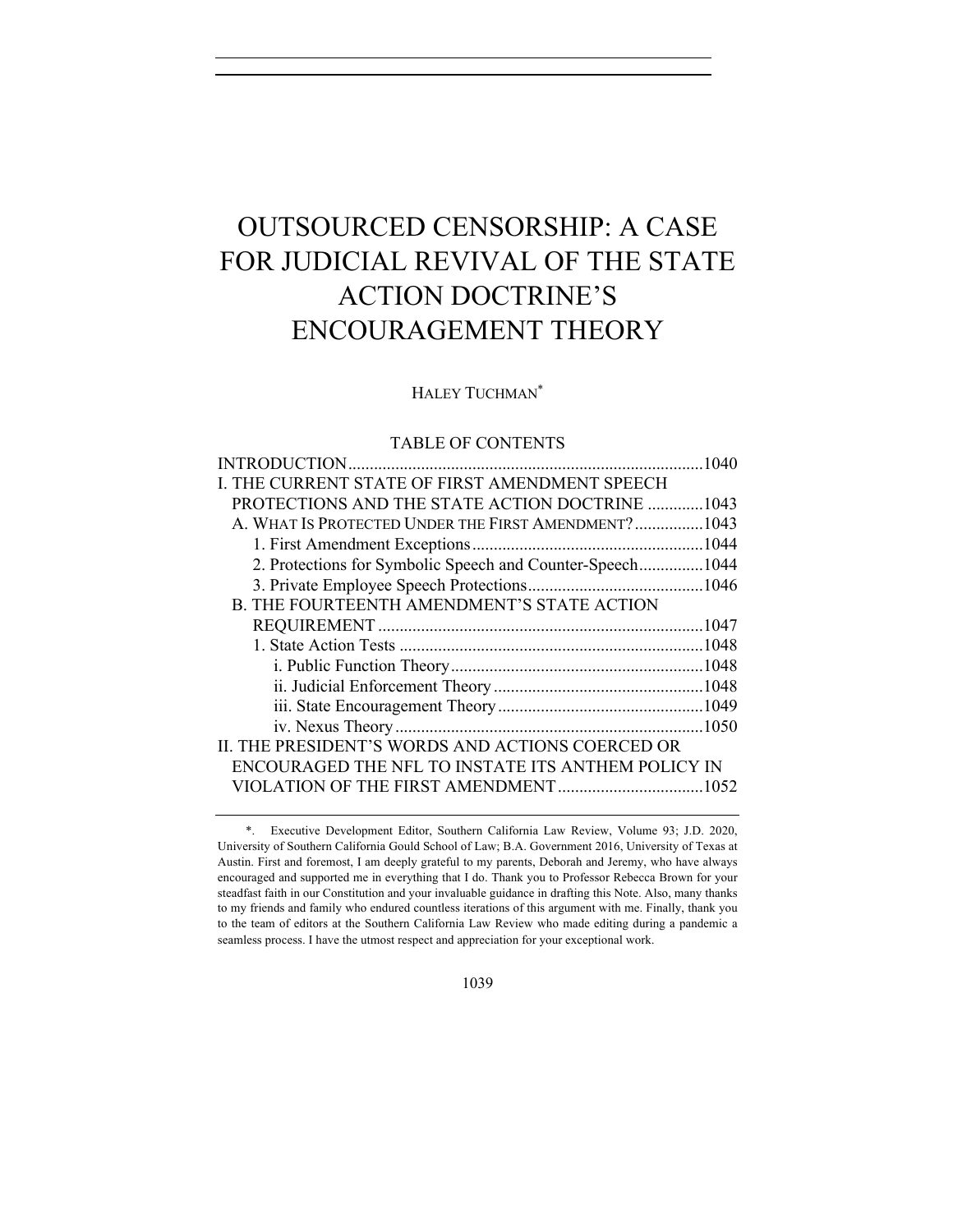# OUTSOURCED CENSORSHIP: A CASE FOR JUDICIAL REVIVAL OF THE STATE ACTION DOCTRINE'S ENCOURAGEMENT THEORY

HALEY TUCHMAN*

TABLE OF CONTENTS

INTRODUCTION .......... 1040
I. THE CURRENT STATE OF FIRST AMENDMENT SPEECH PROTECTIONS AND THE STATE ACTION DOCTRINE .......... 1043
  A. WHAT IS PROTECTED UNDER THE FIRST AMENDMENT? .......... 1043
    1. First Amendment Exceptions .......... 1044
    2. Protections for Symbolic Speech and Counter-Speech .......... 1044
    3. Private Employee Speech Protections .......... 1046
  B. THE FOURTEENTH AMENDMENT'S STATE ACTION REQUIREMENT .......... 1047
    1. State Action Tests .......... 1048
      i. Public Function Theory .......... 1048
      ii. Judicial Enforcement Theory .......... 1048
      iii. State Encouragement Theory .......... 1049
      iv. Nexus Theory .......... 1050
II. THE PRESIDENT'S WORDS AND ACTIONS COERCED OR ENCOURAGED THE NFL TO INSTATE ITS ANTHEM POLICY IN VIOLATION OF THE FIRST AMENDMENT .......... 1052

---

*. Executive Development Editor, Southern California Law Review, Volume 93; J.D. 2020, University of Southern California Gould School of Law; B.A. Government 2016, University of Texas at Austin. First and foremost, I am deeply grateful to my parents, Deborah and Jeremy, who have always encouraged and supported me in everything that I do. Thank you to Professor Rebecca Brown for your steadfast faith in our Constitution and your invaluable guidance in drafting this Note. Also, many thanks to my friends and family who endured countless iterations of this argument with me. Finally, thank you to the team of editors at the Southern California Law Review who made editing during a pandemic a seamless process. I have the utmost respect and appreciation for your exceptional work.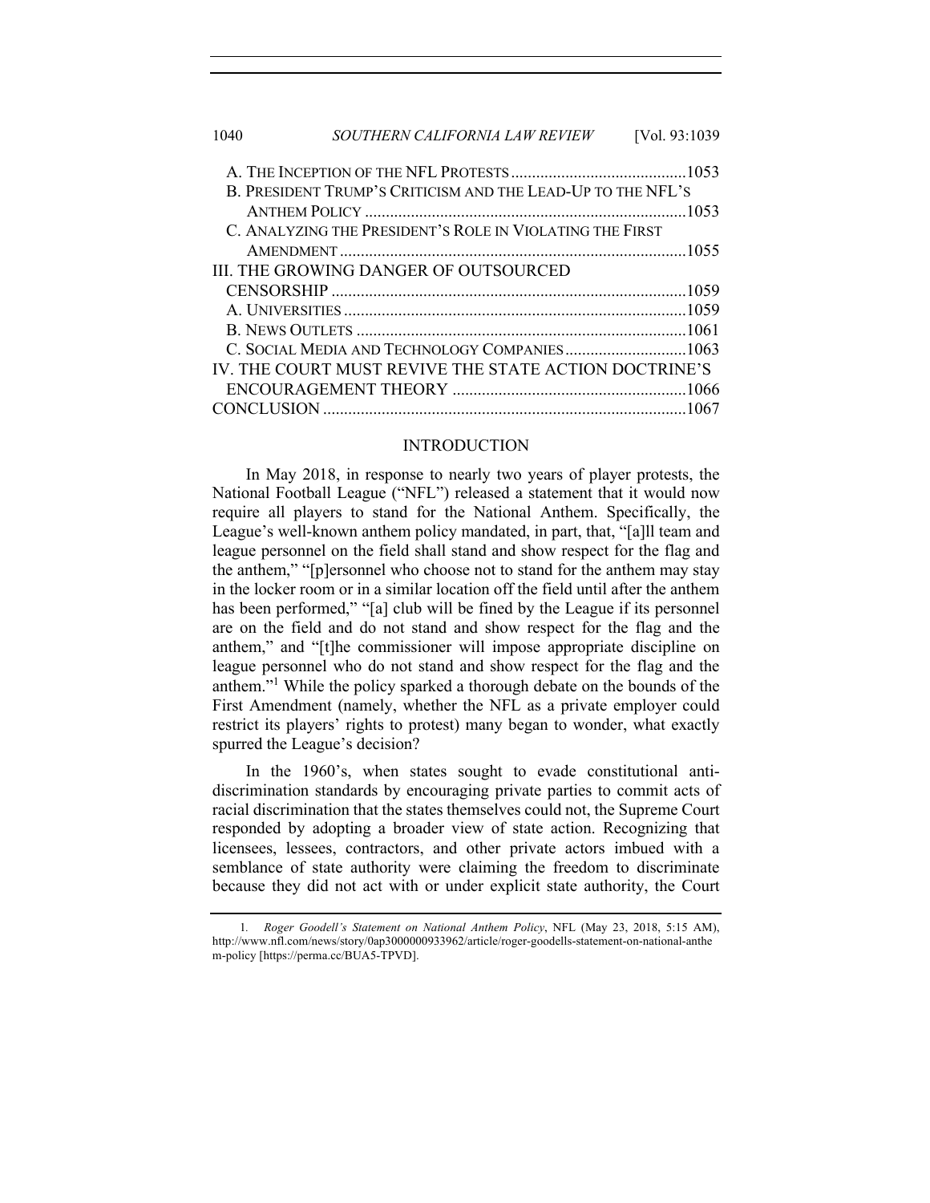A. THE INCEPTION OF THE NFL PROTESTS ........................................... 1053
B. PRESIDENT TRUMP'S CRITICISM AND THE LEAD-UP TO THE NFL'S ANTHEM POLICY ........................................... 1053
C. ANALYZING THE PRESIDENT'S ROLE IN VIOLATING THE FIRST AMENDMENT ........................................... 1055

III. THE GROWING DANGER OF OUTSOURCED CENSORSHIP ........................................... 1059
A. UNIVERSITIES ........................................... 1059
B. NEWS OUTLETS ........................................... 1061
C. SOCIAL MEDIA AND TECHNOLOGY COMPANIES ........................................... 1063

IV. THE COURT MUST REVIVE THE STATE ACTION DOCTRINE'S ENCOURAGEMENT THEORY ........................................... 1066

CONCLUSION ........................................... 1067

## INTRODUCTION

In May 2018, in response to nearly two years of player protests, the National Football League ("NFL") released a statement that it would now require all players to stand for the National Anthem. Specifically, the League's well-known anthem policy mandated, in part, that, "[a]ll team and league personnel on the field shall stand and show respect for the flag and the anthem," "[p]ersonnel who choose not to stand for the anthem may stay in the locker room or in a similar location off the field until after the anthem has been performed," "[a] club will be fined by the League if its personnel are on the field and do not stand and show respect for the flag and the anthem," and "[t]he commissioner will impose appropriate discipline on league personnel who do not stand and show respect for the flag and the anthem."[1] While the policy sparked a thorough debate on the bounds of the First Amendment (namely, whether the NFL as a private employer could restrict its players' rights to protest) many began to wonder, what exactly spurred the League's decision?

In the 1960's, when states sought to evade constitutional anti-discrimination standards by encouraging private parties to commit acts of racial discrimination that the states themselves could not, the Supreme Court responded by adopting a broader view of state action. Recognizing that licensees, lessees, contractors, and other private actors imbued with a semblance of state authority were claiming the freedom to discriminate because they did not act with or under explicit state authority, the Court

1. *Roger Goodell's Statement on National Anthem Policy*, NFL (May 23, 2018, 5:15 AM), http://www.nfl.com/news/story/0ap3000000933962/article/roger-goodells-statement-on-national-anthem-policy [https://perma.cc/BUA5-TPVD].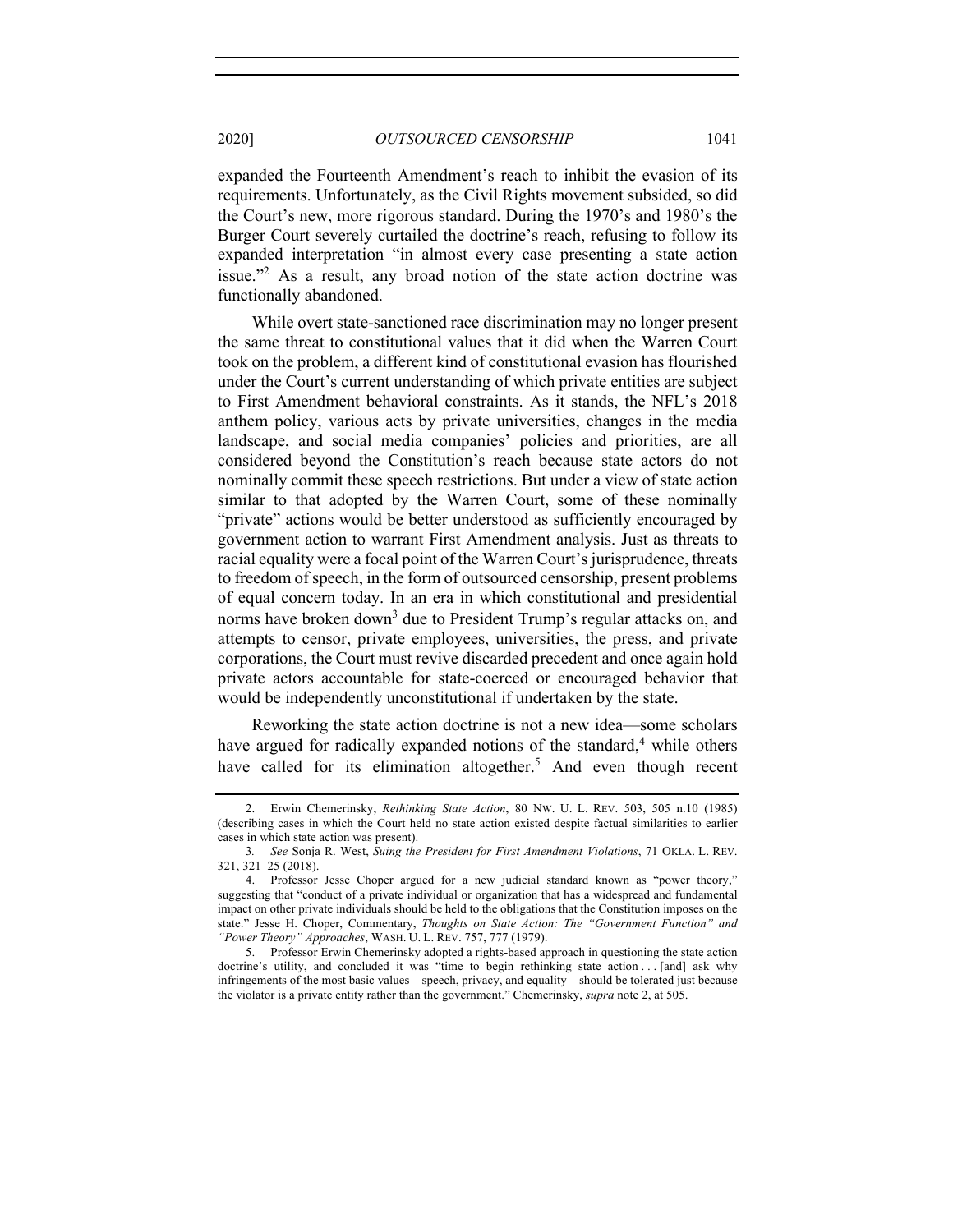expanded the Fourteenth Amendment's reach to inhibit the evasion of its requirements. Unfortunately, as the Civil Rights movement subsided, so did the Court's new, more rigorous standard. During the 1970's and 1980's the Burger Court severely curtailed the doctrine's reach, refusing to follow its expanded interpretation "in almost every case presenting a state action issue."[2] As a result, any broad notion of the state action doctrine was functionally abandoned.

While overt state-sanctioned race discrimination may no longer present the same threat to constitutional values that it did when the Warren Court took on the problem, a different kind of constitutional evasion has flourished under the Court's current understanding of which private entities are subject to First Amendment behavioral constraints. As it stands, the NFL's 2018 anthem policy, various acts by private universities, changes in the media landscape, and social media companies' policies and priorities, are all considered beyond the Constitution's reach because state actors do not nominally commit these speech restrictions. But under a view of state action similar to that adopted by the Warren Court, some of these nominally "private" actions would be better understood as sufficiently encouraged by government action to warrant First Amendment analysis. Just as threats to racial equality were a focal point of the Warren Court's jurisprudence, threats to freedom of speech, in the form of outsourced censorship, present problems of equal concern today. In an era in which constitutional and presidential norms have broken down[3] due to President Trump's regular attacks on, and attempts to censor, private employees, universities, the press, and private corporations, the Court must revive discarded precedent and once again hold private actors accountable for state-coerced or encouraged behavior that would be independently unconstitutional if undertaken by the state.

Reworking the state action doctrine is not a new idea—some scholars have argued for radically expanded notions of the standard,[4] while others have called for its elimination altogether.[5] And even though recent

---

2. Erwin Chemerinsky, *Rethinking State Action*, 80 NW. U. L. REV. 503, 505 n.10 (1985) (describing cases in which the Court held no state action existed despite factual similarities to earlier cases in which state action was present).

3. *See* Sonja R. West, *Suing the President for First Amendment Violations*, 71 OKLA. L. REV. 321, 321–25 (2018).

4. Professor Jesse Choper argued for a new judicial standard known as "power theory," suggesting that "conduct of a private individual or organization that has a widespread and fundamental impact on other private individuals should be held to the obligations that the Constitution imposes on the state." Jesse H. Choper, Commentary, *Thoughts on State Action: The "Government Function" and "Power Theory" Approaches*, WASH. U. L. REV. 757, 777 (1979).

5. Professor Erwin Chemerinsky adopted a rights-based approach in questioning the state action doctrine's utility, and concluded it was "time to begin rethinking state action . . . [and] ask why infringements of the most basic values—speech, privacy, and equality—should be tolerated just because the violator is a private entity rather than the government." Chemerinsky, *supra* note 2, at 505.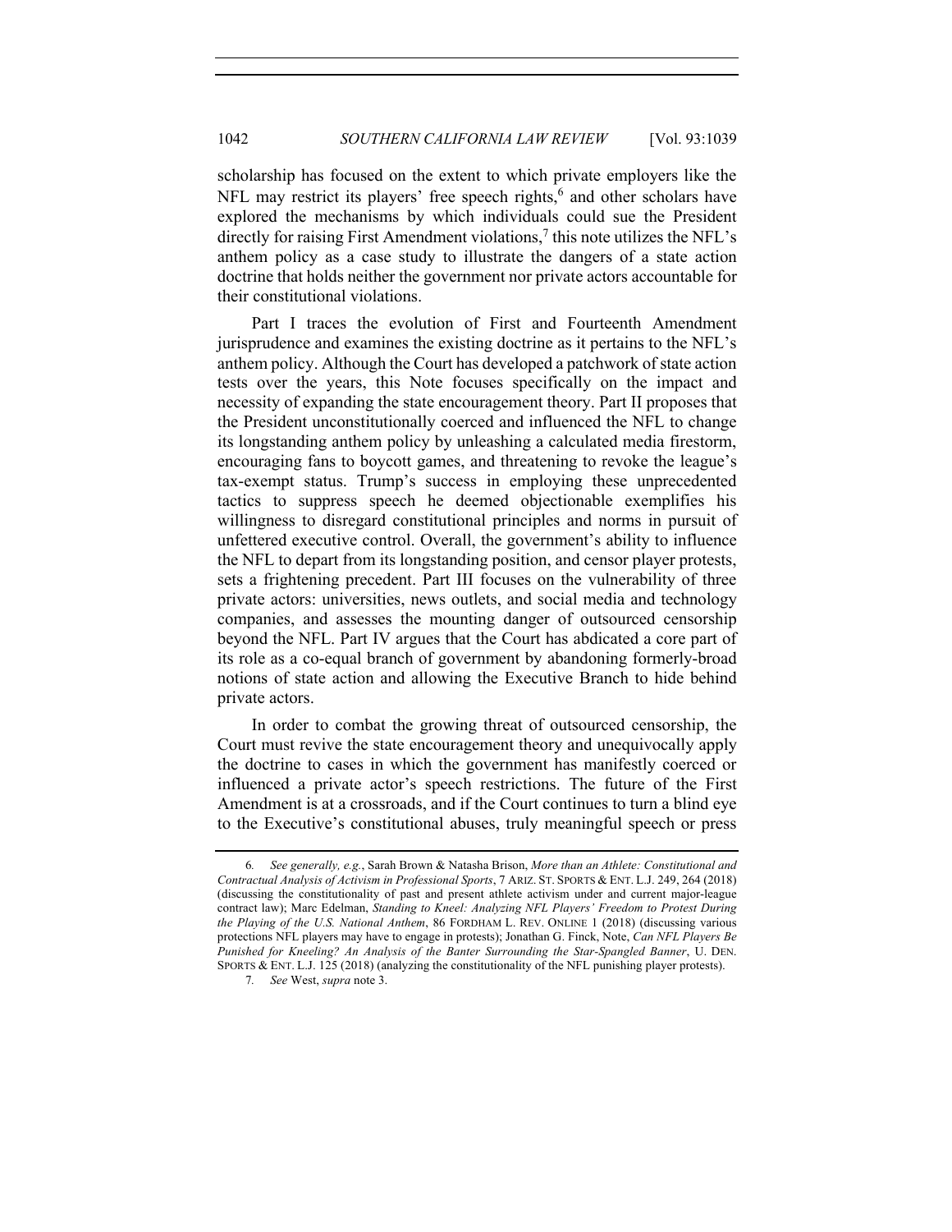scholarship has focused on the extent to which private employers like the NFL may restrict its players' free speech rights,[6] and other scholars have explored the mechanisms by which individuals could sue the President directly for raising First Amendment violations,[7] this note utilizes the NFL's anthem policy as a case study to illustrate the dangers of a state action doctrine that holds neither the government nor private actors accountable for their constitutional violations.

Part I traces the evolution of First and Fourteenth Amendment jurisprudence and examines the existing doctrine as it pertains to the NFL's anthem policy. Although the Court has developed a patchwork of state action tests over the years, this Note focuses specifically on the impact and necessity of expanding the state encouragement theory. Part II proposes that the President unconstitutionally coerced and influenced the NFL to change its longstanding anthem policy by unleashing a calculated media firestorm, encouraging fans to boycott games, and threatening to revoke the league's tax-exempt status. Trump's success in employing these unprecedented tactics to suppress speech he deemed objectionable exemplifies his willingness to disregard constitutional principles and norms in pursuit of unfettered executive control. Overall, the government's ability to influence the NFL to depart from its longstanding position, and censor player protests, sets a frightening precedent. Part III focuses on the vulnerability of three private actors: universities, news outlets, and social media and technology companies, and assesses the mounting danger of outsourced censorship beyond the NFL. Part IV argues that the Court has abdicated a core part of its role as a co-equal branch of government by abandoning formerly-broad notions of state action and allowing the Executive Branch to hide behind private actors.

In order to combat the growing threat of outsourced censorship, the Court must revive the state encouragement theory and unequivocally apply the doctrine to cases in which the government has manifestly coerced or influenced a private actor's speech restrictions. The future of the First Amendment is at a crossroads, and if the Court continues to turn a blind eye to the Executive's constitutional abuses, truly meaningful speech or press

---

6. *See generally, e.g.*, Sarah Brown & Natasha Brison, *More than an Athlete: Constitutional and Contractual Analysis of Activism in Professional Sports*, 7 ARIZ. ST. SPORTS & ENT. L.J. 249, 264 (2018) (discussing the constitutionality of past and present athlete activism under and current major-league contract law); Marc Edelman, *Standing to Kneel: Analyzing NFL Players' Freedom to Protest During the Playing of the U.S. National Anthem*, 86 FORDHAM L. REV. ONLINE 1 (2018) (discussing various protections NFL players may have to engage in protests); Jonathan G. Finck, Note, *Can NFL Players Be Punished for Kneeling? An Analysis of the Banter Surrounding the Star-Spangled Banner*, U. DEN. SPORTS & ENT. L.J. 125 (2018) (analyzing the constitutionality of the NFL punishing player protests).

7. *See* West, *supra* note 3.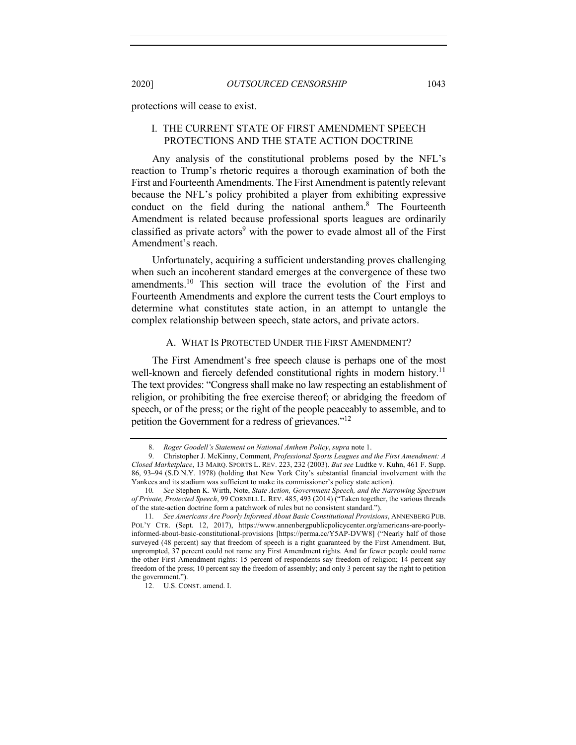protections will cease to exist.

## I. THE CURRENT STATE OF FIRST AMENDMENT SPEECH PROTECTIONS AND THE STATE ACTION DOCTRINE

Any analysis of the constitutional problems posed by the NFL's reaction to Trump's rhetoric requires a thorough examination of both the First and Fourteenth Amendments. The First Amendment is patently relevant because the NFL's policy prohibited a player from exhibiting expressive conduct on the field during the national anthem.[8] The Fourteenth Amendment is related because professional sports leagues are ordinarily classified as private actors[9] with the power to evade almost all of the First Amendment's reach.

Unfortunately, acquiring a sufficient understanding proves challenging when such an incoherent standard emerges at the convergence of these two amendments.[10] This section will trace the evolution of the First and Fourteenth Amendments and explore the current tests the Court employs to determine what constitutes state action, in an attempt to untangle the complex relationship between speech, state actors, and private actors.

### A. WHAT IS PROTECTED UNDER THE FIRST AMENDMENT?

The First Amendment's free speech clause is perhaps one of the most well-known and fiercely defended constitutional rights in modern history.[11] The text provides: "Congress shall make no law respecting an establishment of religion, or prohibiting the free exercise thereof; or abridging the freedom of speech, or of the press; or the right of the people peaceably to assemble, and to petition the Government for a redress of grievances."[12]

---

8. *Roger Goodell's Statement on National Anthem Policy*, *supra* note 1.

9. Christopher J. McKinny, Comment, *Professional Sports Leagues and the First Amendment: A Closed Marketplace*, 13 MARQ. SPORTS L. REV. 223, 232 (2003). *But see* Ludtke v. Kuhn, 461 F. Supp. 86, 93–94 (S.D.N.Y. 1978) (holding that New York City's substantial financial involvement with the Yankees and its stadium was sufficient to make its commissioner's policy state action).

10. *See* Stephen K. Wirth, Note, *State Action, Government Speech, and the Narrowing Spectrum of Private, Protected Speech*, 99 CORNELL L. REV. 485, 493 (2014) ("Taken together, the various threads of the state-action doctrine form a patchwork of rules but no consistent standard.").

11. *See Americans Are Poorly Informed About Basic Constitutional Provisions*, ANNENBERG PUB. POL'Y CTR. (Sept. 12, 2017), https://www.annenbergpublicpolicycenter.org/americans-are-poorly-informed-about-basic-constitutional-provisions [https://perma.cc/Y5AP-DVW8] ("Nearly half of those surveyed (48 percent) say that freedom of speech is a right guaranteed by the First Amendment. But, unprompted, 37 percent could not name any First Amendment rights. And far fewer people could name the other First Amendment rights: 15 percent of respondents say freedom of religion; 14 percent say freedom of the press; 10 percent say the freedom of assembly; and only 3 percent say the right to petition the government.").

12. U.S. CONST. amend. I.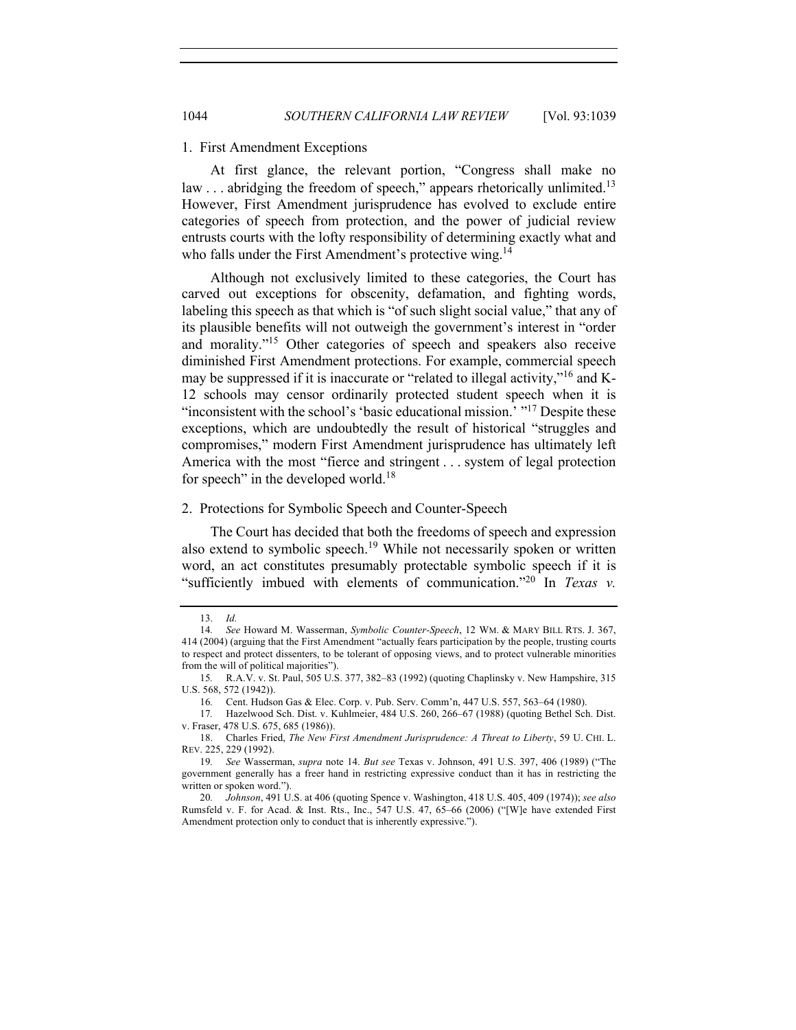### 1. First Amendment Exceptions

At first glance, the relevant portion, "Congress shall make no law . . . abridging the freedom of speech," appears rhetorically unlimited.[13] However, First Amendment jurisprudence has evolved to exclude entire categories of speech from protection, and the power of judicial review entrusts courts with the lofty responsibility of determining exactly what and who falls under the First Amendment's protective wing.[14]

Although not exclusively limited to these categories, the Court has carved out exceptions for obscenity, defamation, and fighting words, labeling this speech as that which is "of such slight social value," that any of its plausible benefits will not outweigh the government's interest in "order and morality."[15] Other categories of speech and speakers also receive diminished First Amendment protections. For example, commercial speech may be suppressed if it is inaccurate or "related to illegal activity,"[16] and K-12 schools may censor ordinarily protected student speech when it is "inconsistent with the school's 'basic educational mission.' "[17] Despite these exceptions, which are undoubtedly the result of historical "struggles and compromises," modern First Amendment jurisprudence has ultimately left America with the most "fierce and stringent . . . system of legal protection for speech" in the developed world.[18]

### 2. Protections for Symbolic Speech and Counter-Speech

The Court has decided that both the freedoms of speech and expression also extend to symbolic speech.[19] While not necessarily spoken or written word, an act constitutes presumably protectable symbolic speech if it is "sufficiently imbued with elements of communication."[20] In *Texas v.*

---

13. *Id.*

14. *See* Howard M. Wasserman, *Symbolic Counter-Speech*, 12 WM. & MARY BILL RTS. J. 367, 414 (2004) (arguing that the First Amendment "actually fears participation by the people, trusting courts to respect and protect dissenters, to be tolerant of opposing views, and to protect vulnerable minorities from the will of political majorities").

15. R.A.V. v. St. Paul, 505 U.S. 377, 382–83 (1992) (quoting Chaplinsky v. New Hampshire, 315 U.S. 568, 572 (1942)).

16. Cent. Hudson Gas & Elec. Corp. v. Pub. Serv. Comm'n, 447 U.S. 557, 563–64 (1980).

17. Hazelwood Sch. Dist. v. Kuhlmeier, 484 U.S. 260, 266–67 (1988) (quoting Bethel Sch. Dist. v. Fraser, 478 U.S. 675, 685 (1986)).

18. Charles Fried, *The New First Amendment Jurisprudence: A Threat to Liberty*, 59 U. CHI. L. REV. 225, 229 (1992).

19. *See* Wasserman, *supra* note 14. *But see* Texas v. Johnson, 491 U.S. 397, 406 (1989) ("The government generally has a freer hand in restricting expressive conduct than it has in restricting the written or spoken word.").

20. *Johnson*, 491 U.S. at 406 (quoting Spence v. Washington, 418 U.S. 405, 409 (1974)); *see also* Rumsfeld v. F. for Acad. & Inst. Rts., Inc., 547 U.S. 47, 65–66 (2006) ("[W]e have extended First Amendment protection only to conduct that is inherently expressive.").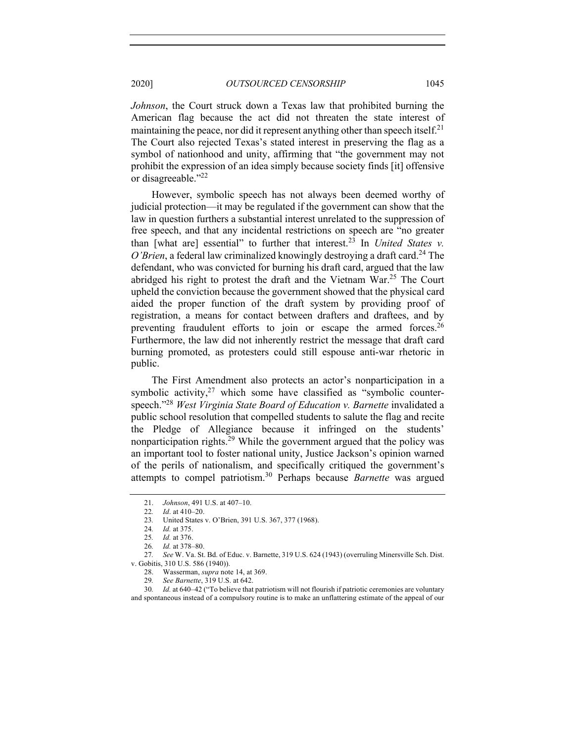*Johnson*, the Court struck down a Texas law that prohibited burning the American flag because the act did not threaten the state interest of maintaining the peace, nor did it represent anything other than speech itself.[21] The Court also rejected Texas's stated interest in preserving the flag as a symbol of nationhood and unity, affirming that "the government may not prohibit the expression of an idea simply because society finds [it] offensive or disagreeable."[22]

However, symbolic speech has not always been deemed worthy of judicial protection—it may be regulated if the government can show that the law in question furthers a substantial interest unrelated to the suppression of free speech, and that any incidental restrictions on speech are "no greater than [what are] essential" to further that interest.[23] In *United States v. O'Brien*, a federal law criminalized knowingly destroying a draft card.[24] The defendant, who was convicted for burning his draft card, argued that the law abridged his right to protest the draft and the Vietnam War.[25] The Court upheld the conviction because the government showed that the physical card aided the proper function of the draft system by providing proof of registration, a means for contact between drafters and draftees, and by preventing fraudulent efforts to join or escape the armed forces.[26] Furthermore, the law did not inherently restrict the message that draft card burning promoted, as protesters could still espouse anti-war rhetoric in public.

The First Amendment also protects an actor's nonparticipation in a symbolic activity,[27] which some have classified as "symbolic counter-speech."[28] *West Virginia State Board of Education v. Barnette* invalidated a public school resolution that compelled students to salute the flag and recite the Pledge of Allegiance because it infringed on the students' nonparticipation rights.[29] While the government argued that the policy was an important tool to foster national unity, Justice Jackson's opinion warned of the perils of nationalism, and specifically critiqued the government's attempts to compel patriotism.[30] Perhaps because *Barnette* was argued

---

21. *Johnson*, 491 U.S. at 407–10.
22. *Id*. at 410–20.
23. United States v. O'Brien, 391 U.S. 367, 377 (1968).
24. *Id.* at 375.
25. *Id.* at 376.
26. *Id.* at 378–80.
27. *See* W. Va. St. Bd. of Educ. v. Barnette, 319 U.S. 624 (1943) (overruling Minersville Sch. Dist. v. Gobitis, 310 U.S. 586 (1940)).
28. Wasserman, *supra* note 14, at 369.
29. *See Barnette*, 319 U.S. at 642.
30. *Id.* at 640–42 ("To believe that patriotism will not flourish if patriotic ceremonies are voluntary and spontaneous instead of a compulsory routine is to make an unflattering estimate of the appeal of our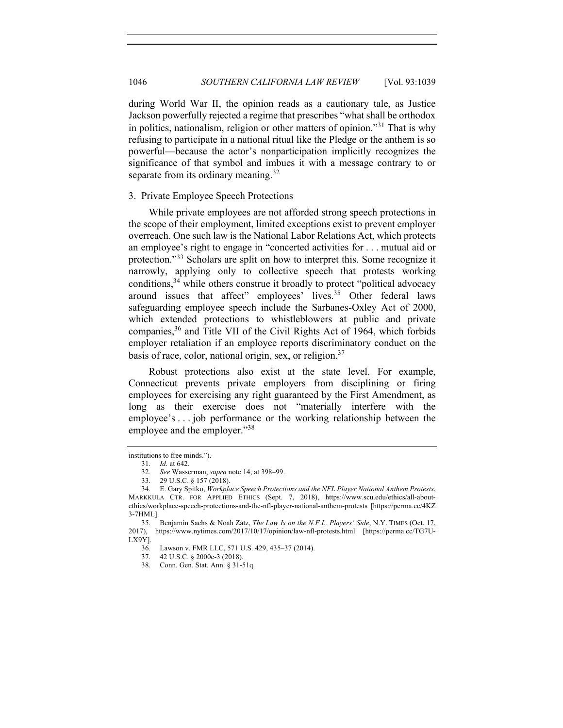during World War II, the opinion reads as a cautionary tale, as Justice Jackson powerfully rejected a regime that prescribes "what shall be orthodox in politics, nationalism, religion or other matters of opinion."[31] That is why refusing to participate in a national ritual like the Pledge or the anthem is so powerful—because the actor's nonparticipation implicitly recognizes the significance of that symbol and imbues it with a message contrary to or separate from its ordinary meaning.[32]

### 3. Private Employee Speech Protections

While private employees are not afforded strong speech protections in the scope of their employment, limited exceptions exist to prevent employer overreach. One such law is the National Labor Relations Act, which protects an employee's right to engage in "concerted activities for . . . mutual aid or protection."[33] Scholars are split on how to interpret this. Some recognize it narrowly, applying only to collective speech that protests working conditions,[34] while others construe it broadly to protect "political advocacy around issues that affect" employees' lives.[35] Other federal laws safeguarding employee speech include the Sarbanes-Oxley Act of 2000, which extended protections to whistleblowers at public and private companies,[36] and Title VII of the Civil Rights Act of 1964, which forbids employer retaliation if an employee reports discriminatory conduct on the basis of race, color, national origin, sex, or religion.[37]

Robust protections also exist at the state level. For example, Connecticut prevents private employers from disciplining or firing employees for exercising any right guaranteed by the First Amendment, as long as their exercise does not "materially interfere with the employee's . . . job performance or the working relationship between the employee and the employer."[38]

---

institutions to free minds.").

31. *Id.* at 642.

32. *See* Wasserman, *supra* note 14, at 398–99.

33. 29 U.S.C. § 157 (2018).

34. E. Gary Spitko, *Workplace Speech Protections and the NFL Player National Anthem Protests*, MARKKULA CTR. FOR APPLIED ETHICS (Sept. 7, 2018), https://www.scu.edu/ethics/all-about-ethics/workplace-speech-protections-and-the-nfl-player-national-anthem-protests [https://perma.cc/4KZ3-7HML].

35. Benjamin Sachs & Noah Zatz, *The Law Is on the N.F.L. Players' Side*, N.Y. TIMES (Oct. 17, 2017), https://www.nytimes.com/2017/10/17/opinion/law-nfl-protests.html [https://perma.cc/TG7U-LX9Y].

36. Lawson v. FMR LLC, 571 U.S. 429, 435–37 (2014).

37. 42 U.S.C. § 2000e-3 (2018).

38. Conn. Gen. Stat. Ann. § 31-51q.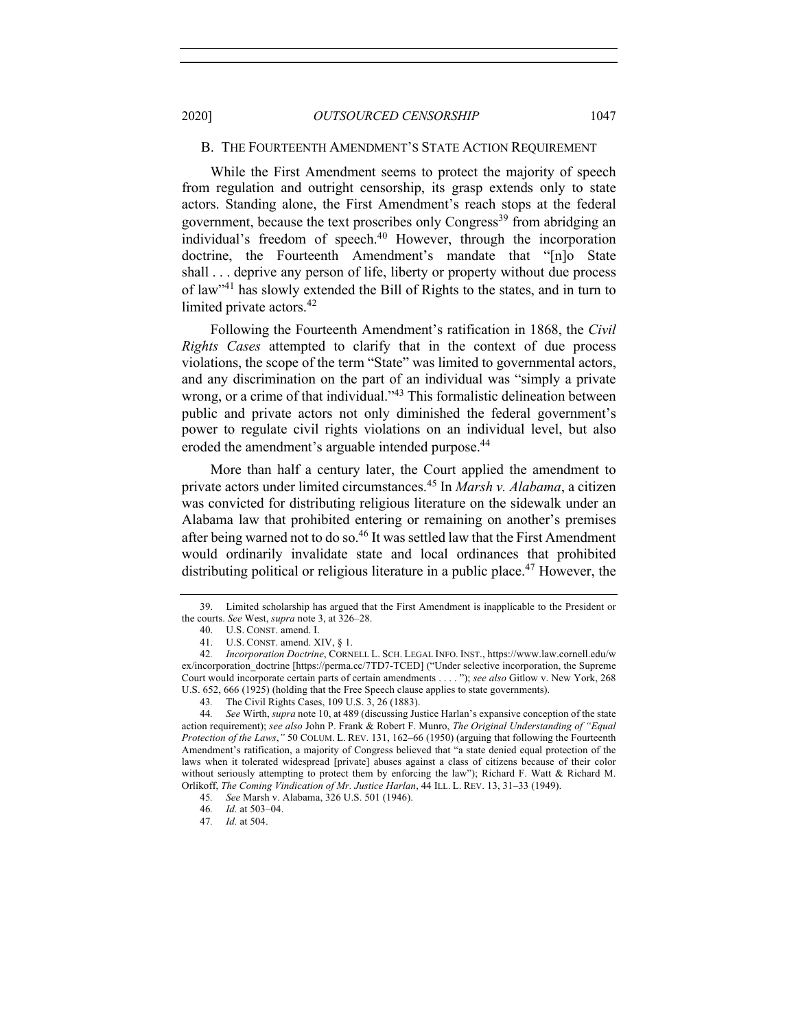## B. THE FOURTEENTH AMENDMENT'S STATE ACTION REQUIREMENT

While the First Amendment seems to protect the majority of speech from regulation and outright censorship, its grasp extends only to state actors. Standing alone, the First Amendment's reach stops at the federal government, because the text proscribes only Congress[39] from abridging an individual's freedom of speech.[40] However, through the incorporation doctrine, the Fourteenth Amendment's mandate that "[n]o State shall . . . deprive any person of life, liberty or property without due process of law"[41] has slowly extended the Bill of Rights to the states, and in turn to limited private actors.[42]

Following the Fourteenth Amendment's ratification in 1868, the *Civil Rights Cases* attempted to clarify that in the context of due process violations, the scope of the term "State" was limited to governmental actors, and any discrimination on the part of an individual was "simply a private wrong, or a crime of that individual."[43] This formalistic delineation between public and private actors not only diminished the federal government's power to regulate civil rights violations on an individual level, but also eroded the amendment's arguable intended purpose.[44]

More than half a century later, the Court applied the amendment to private actors under limited circumstances.[45] In *Marsh v. Alabama*, a citizen was convicted for distributing religious literature on the sidewalk under an Alabama law that prohibited entering or remaining on another's premises after being warned not to do so.[46] It was settled law that the First Amendment would ordinarily invalidate state and local ordinances that prohibited distributing political or religious literature in a public place.[47] However, the

---

39. Limited scholarship has argued that the First Amendment is inapplicable to the President or the courts. *See* West, *supra* note 3, at 326–28.

40. U.S. CONST. amend. I.

41. U.S. CONST. amend. XIV, § 1.

42. *Incorporation Doctrine*, CORNELL L. SCH. LEGAL INFO. INST., https://www.law.cornell.edu/wex/incorporation_doctrine [https://perma.cc/7TD7-TCED] ("Under selective incorporation, the Supreme Court would incorporate certain parts of certain amendments . . . . "); *see also* Gitlow v. New York, 268 U.S. 652, 666 (1925) (holding that the Free Speech clause applies to state governments).

43. The Civil Rights Cases, 109 U.S. 3, 26 (1883).

44. *See* Wirth, *supra* note 10, at 489 (discussing Justice Harlan's expansive conception of the state action requirement); *see also* John P. Frank & Robert F. Munro, *The Original Understanding of "Equal Protection of the Laws*,*"* 50 COLUM. L. REV. 131, 162–66 (1950) (arguing that following the Fourteenth Amendment's ratification, a majority of Congress believed that "a state denied equal protection of the laws when it tolerated widespread [private] abuses against a class of citizens because of their color without seriously attempting to protect them by enforcing the law"); Richard F. Watt & Richard M. Orlikoff, *The Coming Vindication of Mr. Justice Harlan*, 44 ILL. L. REV. 13, 31–33 (1949).

45. *See* Marsh v. Alabama, 326 U.S. 501 (1946).

46. *Id.* at 503–04.

47. *Id.* at 504.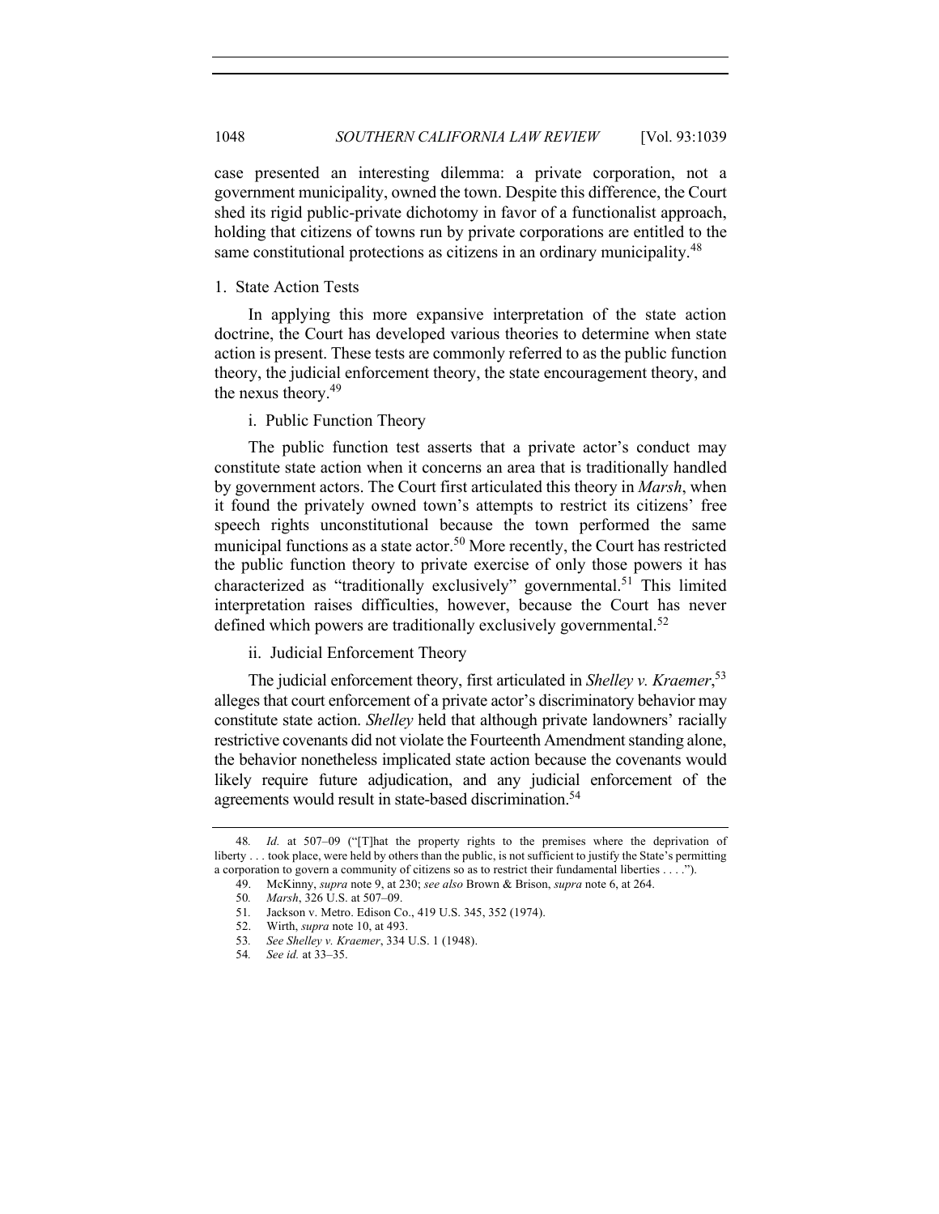case presented an interesting dilemma: a private corporation, not a government municipality, owned the town. Despite this difference, the Court shed its rigid public-private dichotomy in favor of a functionalist approach, holding that citizens of towns run by private corporations are entitled to the same constitutional protections as citizens in an ordinary municipality.[48]

### 1. State Action Tests

In applying this more expansive interpretation of the state action doctrine, the Court has developed various theories to determine when state action is present. These tests are commonly referred to as the public function theory, the judicial enforcement theory, the state encouragement theory, and the nexus theory.[49]

#### i. Public Function Theory

The public function test asserts that a private actor's conduct may constitute state action when it concerns an area that is traditionally handled by government actors. The Court first articulated this theory in *Marsh*, when it found the privately owned town's attempts to restrict its citizens' free speech rights unconstitutional because the town performed the same municipal functions as a state actor.[50] More recently, the Court has restricted the public function theory to private exercise of only those powers it has characterized as "traditionally exclusively" governmental.[51] This limited interpretation raises difficulties, however, because the Court has never defined which powers are traditionally exclusively governmental.[52]

#### ii. Judicial Enforcement Theory

The judicial enforcement theory, first articulated in *Shelley v. Kraemer*,[53] alleges that court enforcement of a private actor's discriminatory behavior may constitute state action. *Shelley* held that although private landowners' racially restrictive covenants did not violate the Fourteenth Amendment standing alone, the behavior nonetheless implicated state action because the covenants would likely require future adjudication, and any judicial enforcement of the agreements would result in state-based discrimination.[54]

---

48. *Id.* at 507–09 ("[T]hat the property rights to the premises where the deprivation of liberty . . . took place, were held by others than the public, is not sufficient to justify the State's permitting a corporation to govern a community of citizens so as to restrict their fundamental liberties . . . .").

49. McKinny, *supra* note 9, at 230; *see also* Brown & Brison, *supra* note 6, at 264.

50. *Marsh*, 326 U.S. at 507–09.

51. Jackson v. Metro. Edison Co., 419 U.S. 345, 352 (1974).

52. Wirth, *supra* note 10, at 493.

53. *See Shelley v. Kraemer*, 334 U.S. 1 (1948).

54. *See id.* at 33–35.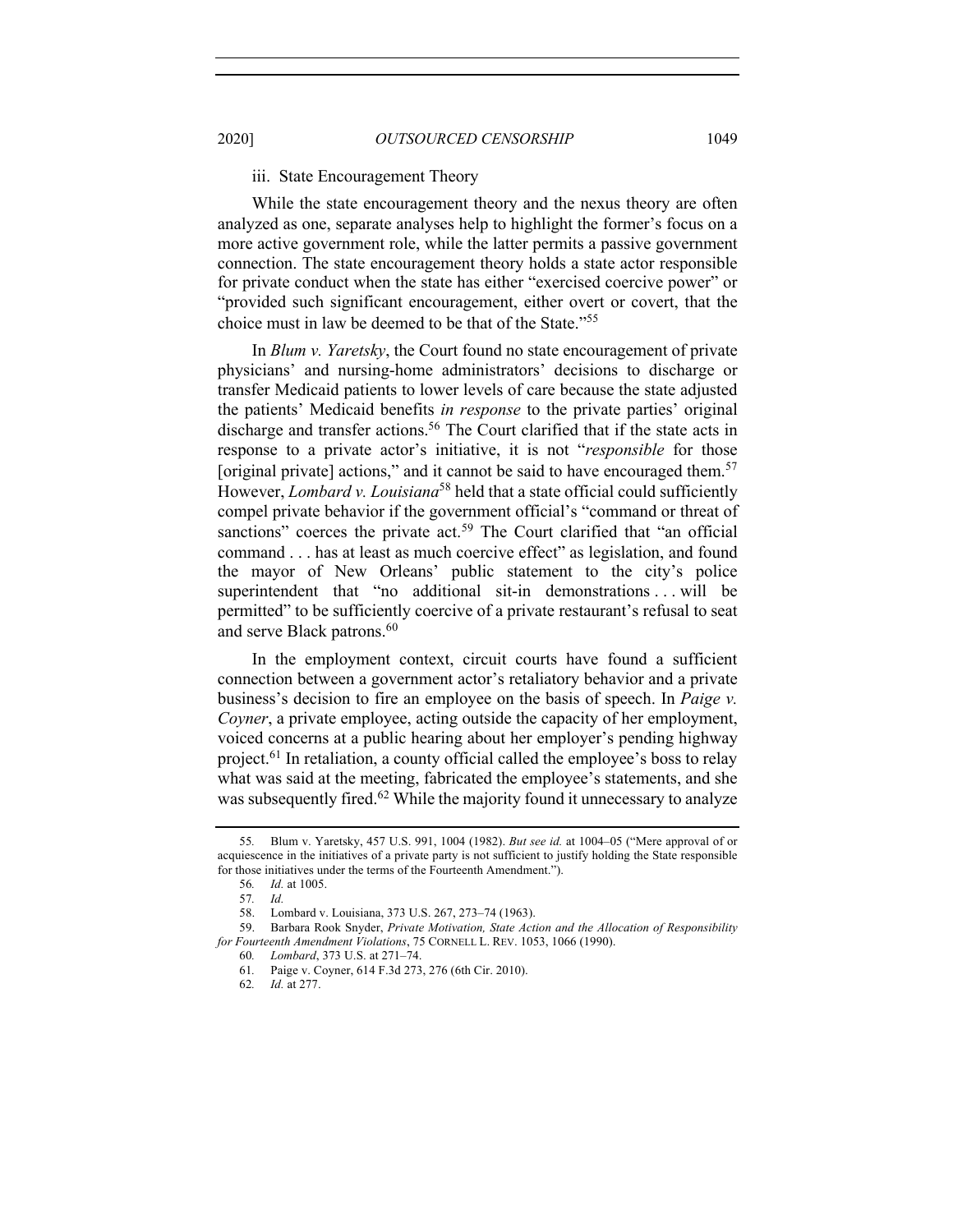iii. State Encouragement Theory

While the state encouragement theory and the nexus theory are often analyzed as one, separate analyses help to highlight the former's focus on a more active government role, while the latter permits a passive government connection. The state encouragement theory holds a state actor responsible for private conduct when the state has either "exercised coercive power" or "provided such significant encouragement, either overt or covert, that the choice must in law be deemed to be that of the State."[55]

In *Blum v. Yaretsky*, the Court found no state encouragement of private physicians' and nursing-home administrators' decisions to discharge or transfer Medicaid patients to lower levels of care because the state adjusted the patients' Medicaid benefits *in response* to the private parties' original discharge and transfer actions.[56] The Court clarified that if the state acts in response to a private actor's initiative, it is not "*responsible* for those [original private] actions," and it cannot be said to have encouraged them.[57] However, *Lombard v. Louisiana*[58] held that a state official could sufficiently compel private behavior if the government official's "command or threat of sanctions" coerces the private act.[59] The Court clarified that "an official command . . . has at least as much coercive effect" as legislation, and found the mayor of New Orleans' public statement to the city's police superintendent that "no additional sit-in demonstrations . . . will be permitted" to be sufficiently coercive of a private restaurant's refusal to seat and serve Black patrons.[60]

In the employment context, circuit courts have found a sufficient connection between a government actor's retaliatory behavior and a private business's decision to fire an employee on the basis of speech. In *Paige v. Coyner*, a private employee, acting outside the capacity of her employment, voiced concerns at a public hearing about her employer's pending highway project.[61] In retaliation, a county official called the employee's boss to relay what was said at the meeting, fabricated the employee's statements, and she was subsequently fired.[62] While the majority found it unnecessary to analyze

55. Blum v. Yaretsky, 457 U.S. 991, 1004 (1982). *But see id.* at 1004–05 ("Mere approval of or acquiescence in the initiatives of a private party is not sufficient to justify holding the State responsible for those initiatives under the terms of the Fourteenth Amendment.").

56. *Id.* at 1005.

57. *Id.*

58. Lombard v. Louisiana, 373 U.S. 267, 273–74 (1963).

59. Barbara Rook Snyder, *Private Motivation, State Action and the Allocation of Responsibility for Fourteenth Amendment Violations*, 75 CORNELL L. REV. 1053, 1066 (1990).

60. *Lombard*, 373 U.S. at 271–74.

61. Paige v. Coyner, 614 F.3d 273, 276 (6th Cir. 2010).

62. *Id.* at 277.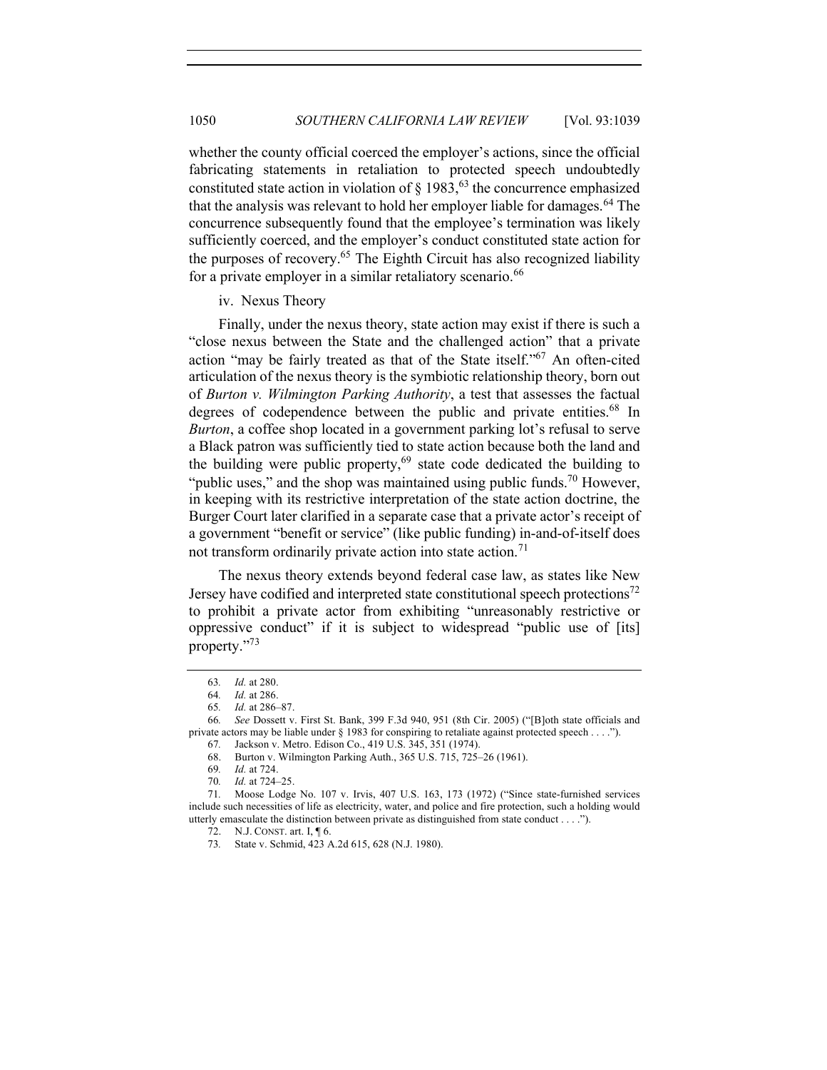whether the county official coerced the employer's actions, since the official fabricating statements in retaliation to protected speech undoubtedly constituted state action in violation of § 1983,[63] the concurrence emphasized that the analysis was relevant to hold her employer liable for damages.[64] The concurrence subsequently found that the employee's termination was likely sufficiently coerced, and the employer's conduct constituted state action for the purposes of recovery.[65] The Eighth Circuit has also recognized liability for a private employer in a similar retaliatory scenario.[66]

iv. Nexus Theory

Finally, under the nexus theory, state action may exist if there is such a "close nexus between the State and the challenged action" that a private action "may be fairly treated as that of the State itself."[67] An often-cited articulation of the nexus theory is the symbiotic relationship theory, born out of *Burton v. Wilmington Parking Authority*, a test that assesses the factual degrees of codependence between the public and private entities.[68] In *Burton*, a coffee shop located in a government parking lot's refusal to serve a Black patron was sufficiently tied to state action because both the land and the building were public property,[69] state code dedicated the building to "public uses," and the shop was maintained using public funds.[70] However, in keeping with its restrictive interpretation of the state action doctrine, the Burger Court later clarified in a separate case that a private actor's receipt of a government "benefit or service" (like public funding) in-and-of-itself does not transform ordinarily private action into state action.[71]

The nexus theory extends beyond federal case law, as states like New Jersey have codified and interpreted state constitutional speech protections[72] to prohibit a private actor from exhibiting "unreasonably restrictive or oppressive conduct" if it is subject to widespread "public use of [its] property."[73]

---

63. *Id.* at 280.

64. *Id.* at 286.

65. *Id.* at 286–87.

66. *See* Dossett v. First St. Bank, 399 F.3d 940, 951 (8th Cir. 2005) ("[B]oth state officials and private actors may be liable under § 1983 for conspiring to retaliate against protected speech . . . .").

67. Jackson v. Metro. Edison Co., 419 U.S. 345, 351 (1974).

68. Burton v. Wilmington Parking Auth., 365 U.S. 715, 725–26 (1961).

69. *Id.* at 724.

70. *Id.* at 724–25.

71. Moose Lodge No. 107 v. Irvis, 407 U.S. 163, 173 (1972) ("Since state-furnished services include such necessities of life as electricity, water, and police and fire protection, such a holding would utterly emasculate the distinction between private as distinguished from state conduct . . . .").

72. N.J. CONST. art. I, ¶ 6.

73. State v. Schmid, 423 A.2d 615, 628 (N.J. 1980).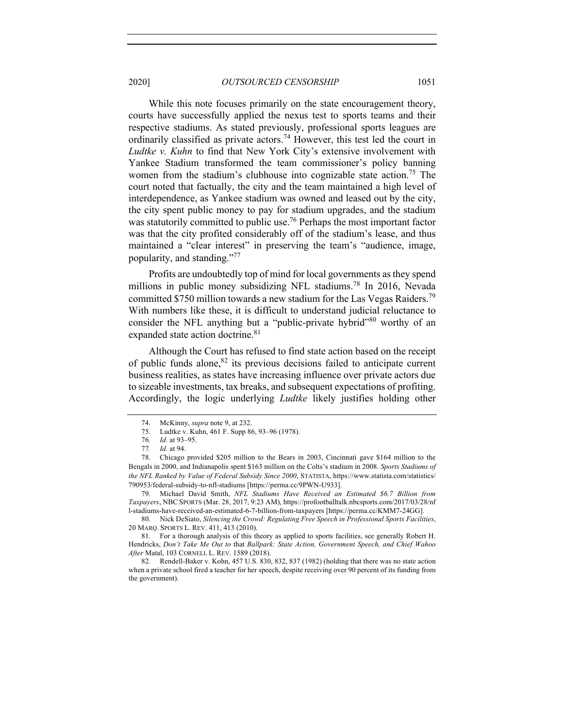While this note focuses primarily on the state encouragement theory, courts have successfully applied the nexus test to sports teams and their respective stadiums. As stated previously, professional sports leagues are ordinarily classified as private actors.[74] However, this test led the court in *Ludtke v. Kuhn* to find that New York City's extensive involvement with Yankee Stadium transformed the team commissioner's policy banning women from the stadium's clubhouse into cognizable state action.[75] The court noted that factually, the city and the team maintained a high level of interdependence, as Yankee stadium was owned and leased out by the city, the city spent public money to pay for stadium upgrades, and the stadium was statutorily committed to public use.[76] Perhaps the most important factor was that the city profited considerably off of the stadium's lease, and thus maintained a "clear interest" in preserving the team's "audience, image, popularity, and standing."[77]

Profits are undoubtedly top of mind for local governments as they spend millions in public money subsidizing NFL stadiums.[78] In 2016, Nevada committed $750 million towards a new stadium for the Las Vegas Raiders.[79] With numbers like these, it is difficult to understand judicial reluctance to consider the NFL anything but a "public-private hybrid"[80] worthy of an expanded state action doctrine.[81]

Although the Court has refused to find state action based on the receipt of public funds alone,[82] its previous decisions failed to anticipate current business realities, as states have increasing influence over private actors due to sizeable investments, tax breaks, and subsequent expectations of profiting. Accordingly, the logic underlying *Ludtke* likely justifies holding other

---

74. McKinny, *supra* note 9, at 232.

75. Ludtke v. Kuhn, 461 F. Supp 86, 93–96 (1978).

76. *Id.* at 93–95.

77. *Id.* at 94.

78. Chicago provided $205 million to the Bears in 2003, Cincinnati gave $164 million to the Bengals in 2000, and Indianapolis spent $163 million on the Colts's stadium in 2008. *Sports Stadiums of the NFL Ranked by Value of Federal Subsidy Since 2000*, STATISTA, https://www.statista.com/statistics/790953/federal-subsidy-to-nfl-stadiums [https://perma.cc/9PWN-U933].

79. Michael David Smith, *NFL Stadiums Have Received an Estimated $6.7 Billion from Taxpayers*, NBC SPORTS (Mar. 28, 2017, 9:23 AM), https://profootballtalk.nbcsports.com/2017/03/28/nfl-stadiums-have-received-an-estimated-6-7-billion-from-taxpayers [https://perma.cc/KMM7-24GG].

80. Nick DeSiato, *Silencing the Crowd: Regulating Free Speech in Professional Sports Facilities*, 20 MARQ. SPORTS L. REV. 411, 413 (2010).

81. For a thorough analysis of this theory as applied to sports facilities, see generally Robert H. Hendricks, *Don't Take Me Out to* that *Ballpark: State Action, Government Speech, and Chief Wahoo After* Matal, 103 CORNELL L. REV. 1589 (2018).

82. Rendell-Baker v. Kohn, 457 U.S. 830, 832, 837 (1982) (holding that there was no state action when a private school fired a teacher for her speech, despite receiving over 90 percent of its funding from the government).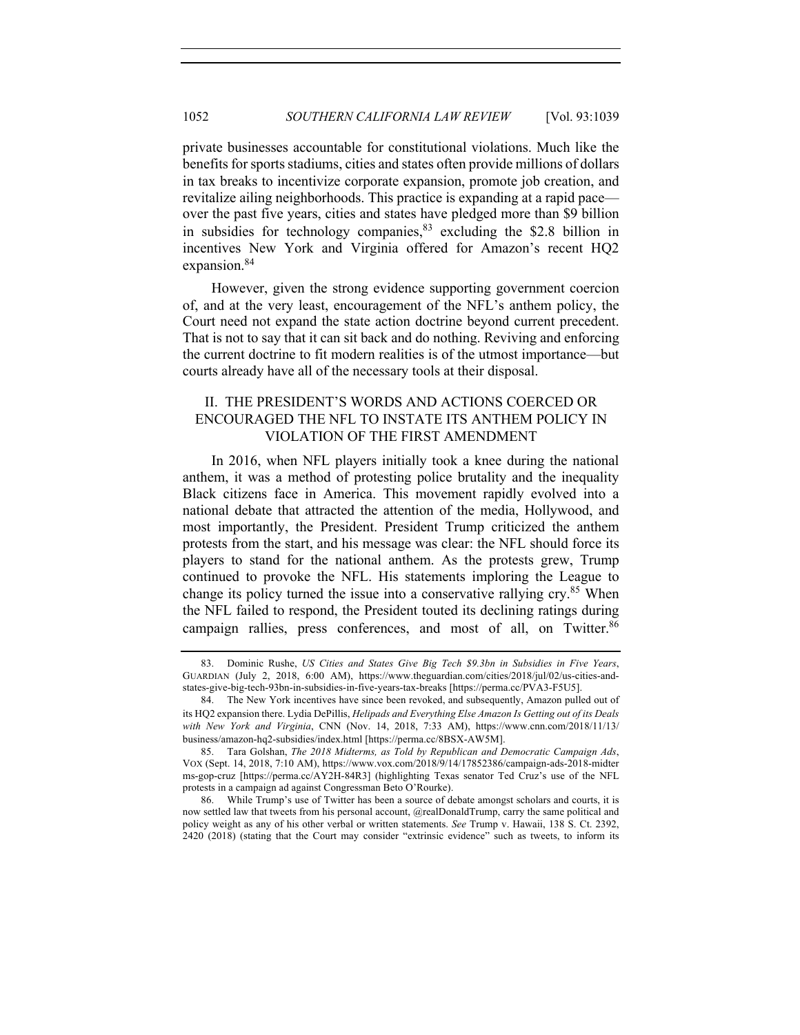private businesses accountable for constitutional violations. Much like the benefits for sports stadiums, cities and states often provide millions of dollars in tax breaks to incentivize corporate expansion, promote job creation, and revitalize ailing neighborhoods. This practice is expanding at a rapid pace—over the past five years, cities and states have pledged more than $9 billion in subsidies for technology companies,[83] excluding the $2.8 billion in incentives New York and Virginia offered for Amazon's recent HQ2 expansion.[84]

However, given the strong evidence supporting government coercion of, and at the very least, encouragement of the NFL's anthem policy, the Court need not expand the state action doctrine beyond current precedent. That is not to say that it can sit back and do nothing. Reviving and enforcing the current doctrine to fit modern realities is of the utmost importance—but courts already have all of the necessary tools at their disposal.

## II. THE PRESIDENT'S WORDS AND ACTIONS COERCED OR ENCOURAGED THE NFL TO INSTATE ITS ANTHEM POLICY IN VIOLATION OF THE FIRST AMENDMENT

In 2016, when NFL players initially took a knee during the national anthem, it was a method of protesting police brutality and the inequality Black citizens face in America. This movement rapidly evolved into a national debate that attracted the attention of the media, Hollywood, and most importantly, the President. President Trump criticized the anthem protests from the start, and his message was clear: the NFL should force its players to stand for the national anthem. As the protests grew, Trump continued to provoke the NFL. His statements imploring the League to change its policy turned the issue into a conservative rallying cry.[85] When the NFL failed to respond, the President touted its declining ratings during campaign rallies, press conferences, and most of all, on Twitter.[86]

---

83. Dominic Rushe, *US Cities and States Give Big Tech $9.3bn in Subsidies in Five Years*, GUARDIAN (July 2, 2018, 6:00 AM), https://www.theguardian.com/cities/2018/jul/02/us-cities-and-states-give-big-tech-93bn-in-subsidies-in-five-years-tax-breaks [https://perma.cc/PVA3-F5U5].

84. The New York incentives have since been revoked, and subsequently, Amazon pulled out of its HQ2 expansion there. Lydia DePillis, *Helipads and Everything Else Amazon Is Getting out of its Deals with New York and Virginia*, CNN (Nov. 14, 2018, 7:33 AM), https://www.cnn.com/2018/11/13/business/amazon-hq2-subsidies/index.html [https://perma.cc/8BSX-AW5M].

85. Tara Golshan, *The 2018 Midterms, as Told by Republican and Democratic Campaign Ads*, VOX (Sept. 14, 2018, 7:10 AM), https://www.vox.com/2018/9/14/17852386/campaign-ads-2018-midterms-gop-cruz [https://perma.cc/AY2H-84R3] (highlighting Texas senator Ted Cruz's use of the NFL protests in a campaign ad against Congressman Beto O'Rourke).

86. While Trump's use of Twitter has been a source of debate amongst scholars and courts, it is now settled law that tweets from his personal account, @realDonaldTrump, carry the same political and policy weight as any of his other verbal or written statements. *See* Trump v. Hawaii, 138 S. Ct. 2392, 2420 (2018) (stating that the Court may consider "extrinsic evidence" such as tweets, to inform its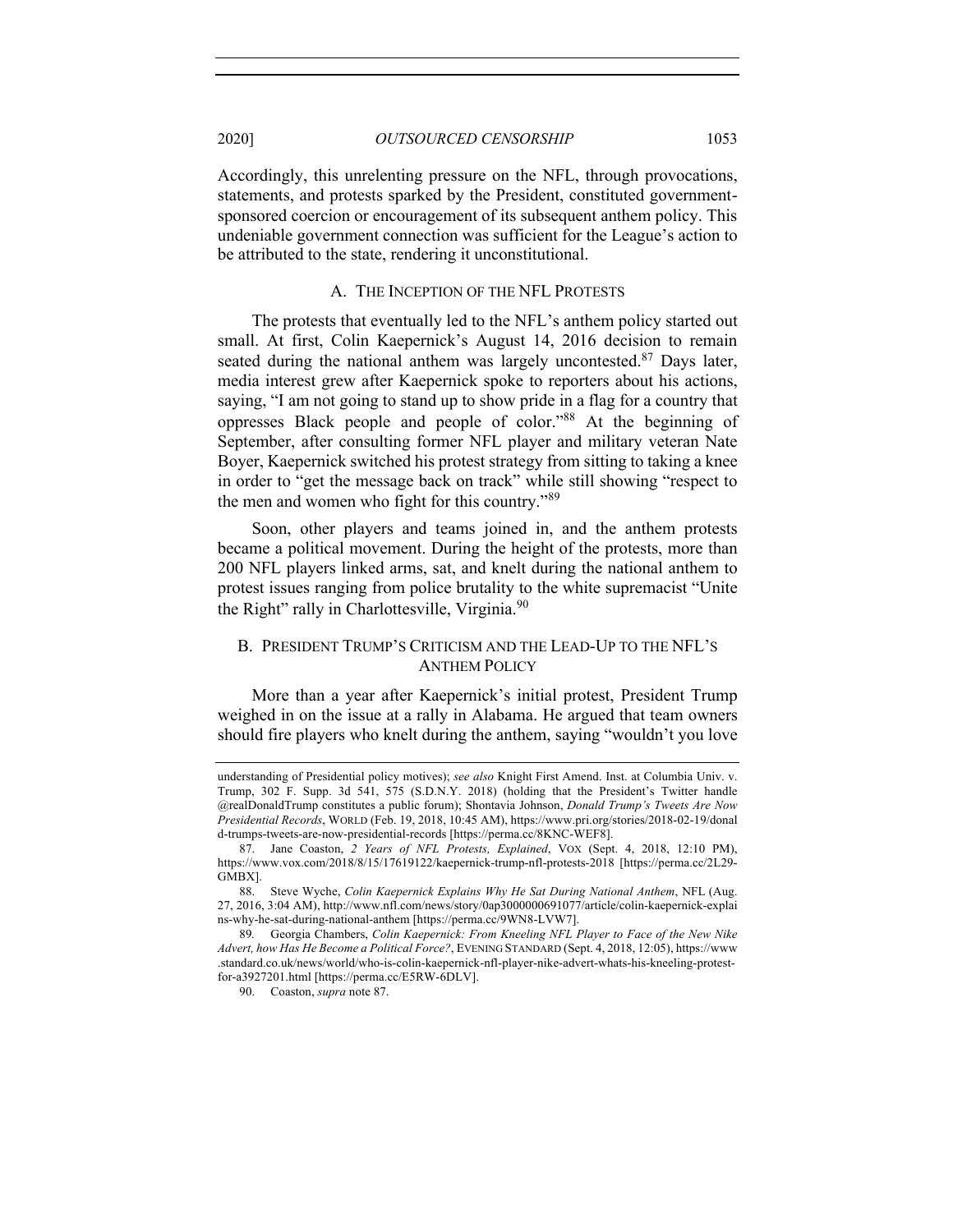Accordingly, this unrelenting pressure on the NFL, through provocations, statements, and protests sparked by the President, constituted government-sponsored coercion or encouragement of its subsequent anthem policy. This undeniable government connection was sufficient for the League's action to be attributed to the state, rendering it unconstitutional.

### A. THE INCEPTION OF THE NFL PROTESTS

The protests that eventually led to the NFL's anthem policy started out small. At first, Colin Kaepernick's August 14, 2016 decision to remain seated during the national anthem was largely uncontested.[87] Days later, media interest grew after Kaepernick spoke to reporters about his actions, saying, "I am not going to stand up to show pride in a flag for a country that oppresses Black people and people of color."[88] At the beginning of September, after consulting former NFL player and military veteran Nate Boyer, Kaepernick switched his protest strategy from sitting to taking a knee in order to "get the message back on track" while still showing "respect to the men and women who fight for this country."[89]

Soon, other players and teams joined in, and the anthem protests became a political movement. During the height of the protests, more than 200 NFL players linked arms, sat, and knelt during the national anthem to protest issues ranging from police brutality to the white supremacist "Unite the Right" rally in Charlottesville, Virginia.[90]

### B. PRESIDENT TRUMP'S CRITICISM AND THE LEAD-UP TO THE NFL'S ANTHEM POLICY

More than a year after Kaepernick's initial protest, President Trump weighed in on the issue at a rally in Alabama. He argued that team owners should fire players who knelt during the anthem, saying "wouldn't you love

---

understanding of Presidential policy motives); *see also* Knight First Amend. Inst. at Columbia Univ. v. Trump, 302 F. Supp. 3d 541, 575 (S.D.N.Y. 2018) (holding that the President's Twitter handle @realDonaldTrump constitutes a public forum); Shontavia Johnson, *Donald Trump's Tweets Are Now Presidential Records*, WORLD (Feb. 19, 2018, 10:45 AM), https://www.pri.org/stories/2018-02-19/donald-trumps-tweets-are-now-presidential-records [https://perma.cc/8KNC-WEF8].

87. Jane Coaston, *2 Years of NFL Protests, Explained*, VOX (Sept. 4, 2018, 12:10 PM), https://www.vox.com/2018/8/15/17619122/kaepernick-trump-nfl-protests-2018 [https://perma.cc/2L29-GMBX].

88. Steve Wyche, *Colin Kaepernick Explains Why He Sat During National Anthem*, NFL (Aug. 27, 2016, 3:04 AM), http://www.nfl.com/news/story/0ap3000000691077/article/colin-kaepernick-explains-why-he-sat-during-national-anthem [https://perma.cc/9WN8-LVW7].

89. Georgia Chambers, *Colin Kaepernick: From Kneeling NFL Player to Face of the New Nike Advert, how Has He Become a Political Force?*, EVENING STANDARD (Sept. 4, 2018, 12:05), https://www.standard.co.uk/news/world/who-is-colin-kaepernick-nfl-player-nike-advert-whats-his-kneeling-protest-for-a3927201.html [https://perma.cc/E5RW-6DLV].

90. Coaston, *supra* note 87.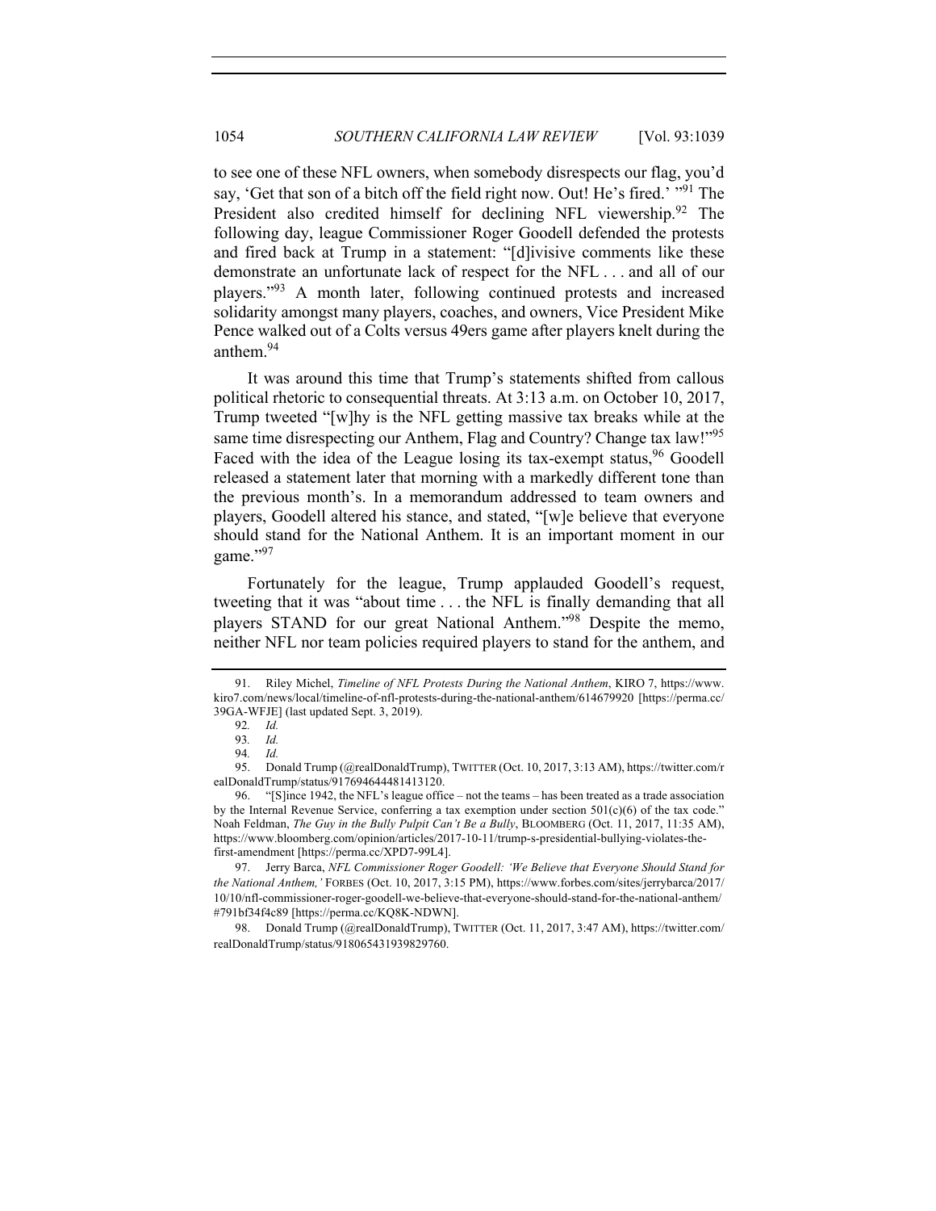to see one of these NFL owners, when somebody disrespects our flag, you'd say, 'Get that son of a bitch off the field right now. Out! He's fired.' "[91] The President also credited himself for declining NFL viewership.[92] The following day, league Commissioner Roger Goodell defended the protests and fired back at Trump in a statement: "[d]ivisive comments like these demonstrate an unfortunate lack of respect for the NFL . . . and all of our players."[93] A month later, following continued protests and increased solidarity amongst many players, coaches, and owners, Vice President Mike Pence walked out of a Colts versus 49ers game after players knelt during the anthem.[94]

It was around this time that Trump's statements shifted from callous political rhetoric to consequential threats. At 3:13 a.m. on October 10, 2017, Trump tweeted "[w]hy is the NFL getting massive tax breaks while at the same time disrespecting our Anthem, Flag and Country? Change tax law!"[95] Faced with the idea of the League losing its tax-exempt status,[96] Goodell released a statement later that morning with a markedly different tone than the previous month's. In a memorandum addressed to team owners and players, Goodell altered his stance, and stated, "[w]e believe that everyone should stand for the National Anthem. It is an important moment in our game."[97]

Fortunately for the league, Trump applauded Goodell's request, tweeting that it was "about time . . . the NFL is finally demanding that all players STAND for our great National Anthem."[98] Despite the memo, neither NFL nor team policies required players to stand for the anthem, and

---

91. Riley Michel, *Timeline of NFL Protests During the National Anthem*, KIRO 7, https://www.kiro7.com/news/local/timeline-of-nfl-protests-during-the-national-anthem/614679920 [https://perma.cc/39GA-WFJE] (last updated Sept. 3, 2019).

92. *Id.*

93. *Id.*

94. *Id.*

95. Donald Trump (@realDonaldTrump), TWITTER (Oct. 10, 2017, 3:13 AM), https://twitter.com/realDonaldTrump/status/917694644481413120.

96. "[S]ince 1942, the NFL's league office – not the teams – has been treated as a trade association by the Internal Revenue Service, conferring a tax exemption under section 501(c)(6) of the tax code." Noah Feldman, *The Guy in the Bully Pulpit Can't Be a Bully*, BLOOMBERG (Oct. 11, 2017, 11:35 AM), https://www.bloomberg.com/opinion/articles/2017-10-11/trump-s-presidential-bullying-violates-the-first-amendment [https://perma.cc/XPD7-99L4].

97. Jerry Barca, *NFL Commissioner Roger Goodell: 'We Believe that Everyone Should Stand for the National Anthem,'* FORBES (Oct. 10, 2017, 3:15 PM), https://www.forbes.com/sites/jerrybarca/2017/10/10/nfl-commissioner-roger-goodell-we-believe-that-everyone-should-stand-for-the-national-anthem/#791bf34f4c89 [https://perma.cc/KQ8K-NDWN].

98. Donald Trump (@realDonaldTrump), TWITTER (Oct. 11, 2017, 3:47 AM), https://twitter.com/realDonaldTrump/status/918065431939829760.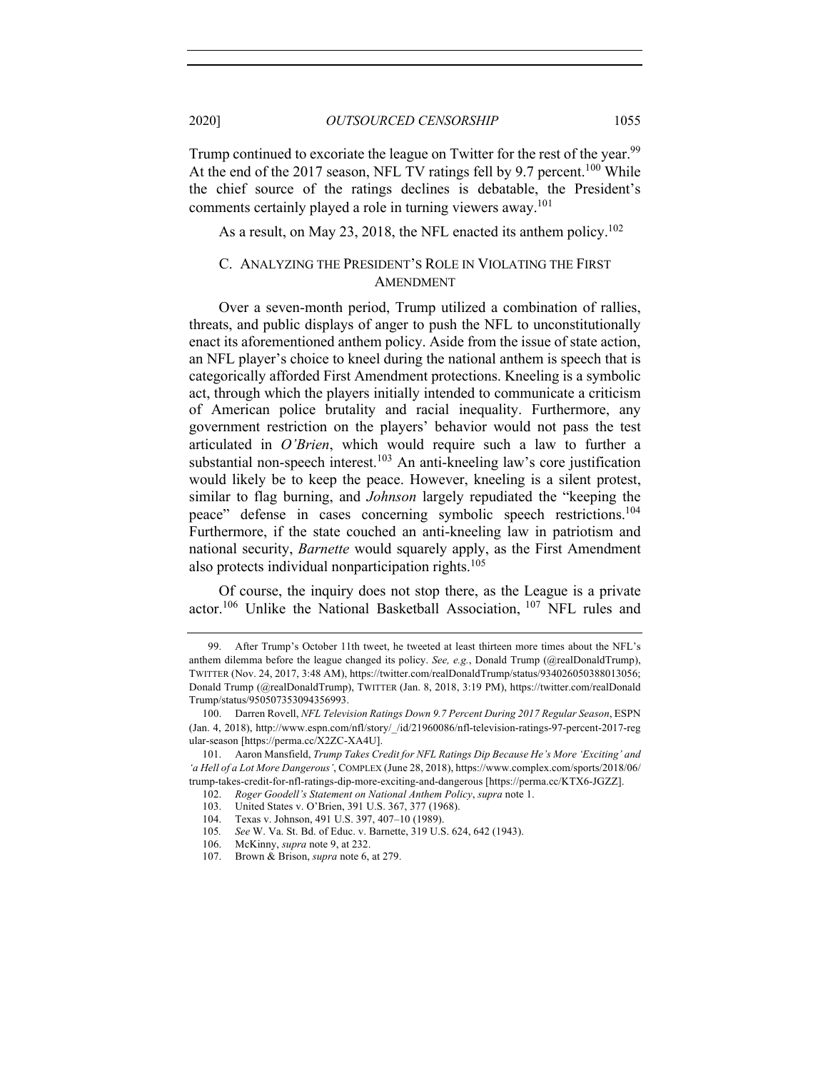Trump continued to excoriate the league on Twitter for the rest of the year.[99] At the end of the 2017 season, NFL TV ratings fell by 9.7 percent.[100] While the chief source of the ratings declines is debatable, the President's comments certainly played a role in turning viewers away.[101]

As a result, on May 23, 2018, the NFL enacted its anthem policy.[102]

### C. Analyzing the President's Role in Violating the First Amendment

Over a seven-month period, Trump utilized a combination of rallies, threats, and public displays of anger to push the NFL to unconstitutionally enact its aforementioned anthem policy. Aside from the issue of state action, an NFL player's choice to kneel during the national anthem is speech that is categorically afforded First Amendment protections. Kneeling is a symbolic act, through which the players initially intended to communicate a criticism of American police brutality and racial inequality. Furthermore, any government restriction on the players' behavior would not pass the test articulated in *O'Brien*, which would require such a law to further a substantial non-speech interest.[103] An anti-kneeling law's core justification would likely be to keep the peace. However, kneeling is a silent protest, similar to flag burning, and *Johnson* largely repudiated the "keeping the peace" defense in cases concerning symbolic speech restrictions.[104] Furthermore, if the state couched an anti-kneeling law in patriotism and national security, *Barnette* would squarely apply, as the First Amendment also protects individual nonparticipation rights.[105]

Of course, the inquiry does not stop there, as the League is a private actor.[106] Unlike the National Basketball Association, [107] NFL rules and

---

99. After Trump's October 11th tweet, he tweeted at least thirteen more times about the NFL's anthem dilemma before the league changed its policy. *See, e.g.*, Donald Trump (@realDonaldTrump), TWITTER (Nov. 24, 2017, 3:48 AM), https://twitter.com/realDonaldTrump/status/934026050388013056; Donald Trump (@realDonaldTrump), TWITTER (Jan. 8, 2018, 3:19 PM), https://twitter.com/realDonaldTrump/status/950507353094356993.

100. Darren Rovell, *NFL Television Ratings Down 9.7 Percent During 2017 Regular Season*, ESPN (Jan. 4, 2018), http://www.espn.com/nfl/story/_/id/21960086/nfl-television-ratings-97-percent-2017-regular-season [https://perma.cc/X2ZC-XA4U].

101. Aaron Mansfield, *Trump Takes Credit for NFL Ratings Dip Because He's More 'Exciting' and 'a Hell of a Lot More Dangerous'*, COMPLEX (June 28, 2018), https://www.complex.com/sports/2018/06/trump-takes-credit-for-nfl-ratings-dip-more-exciting-and-dangerous [https://perma.cc/KTX6-JGZZ].

102. *Roger Goodell's Statement on National Anthem Policy*, *supra* note 1.

103. United States v. O'Brien, 391 U.S. 367, 377 (1968).

104. Texas v. Johnson, 491 U.S. 397, 407–10 (1989).

105. *See* W. Va. St. Bd. of Educ. v. Barnette, 319 U.S. 624, 642 (1943).

106. McKinny, *supra* note 9, at 232.

107. Brown & Brison, *supra* note 6, at 279.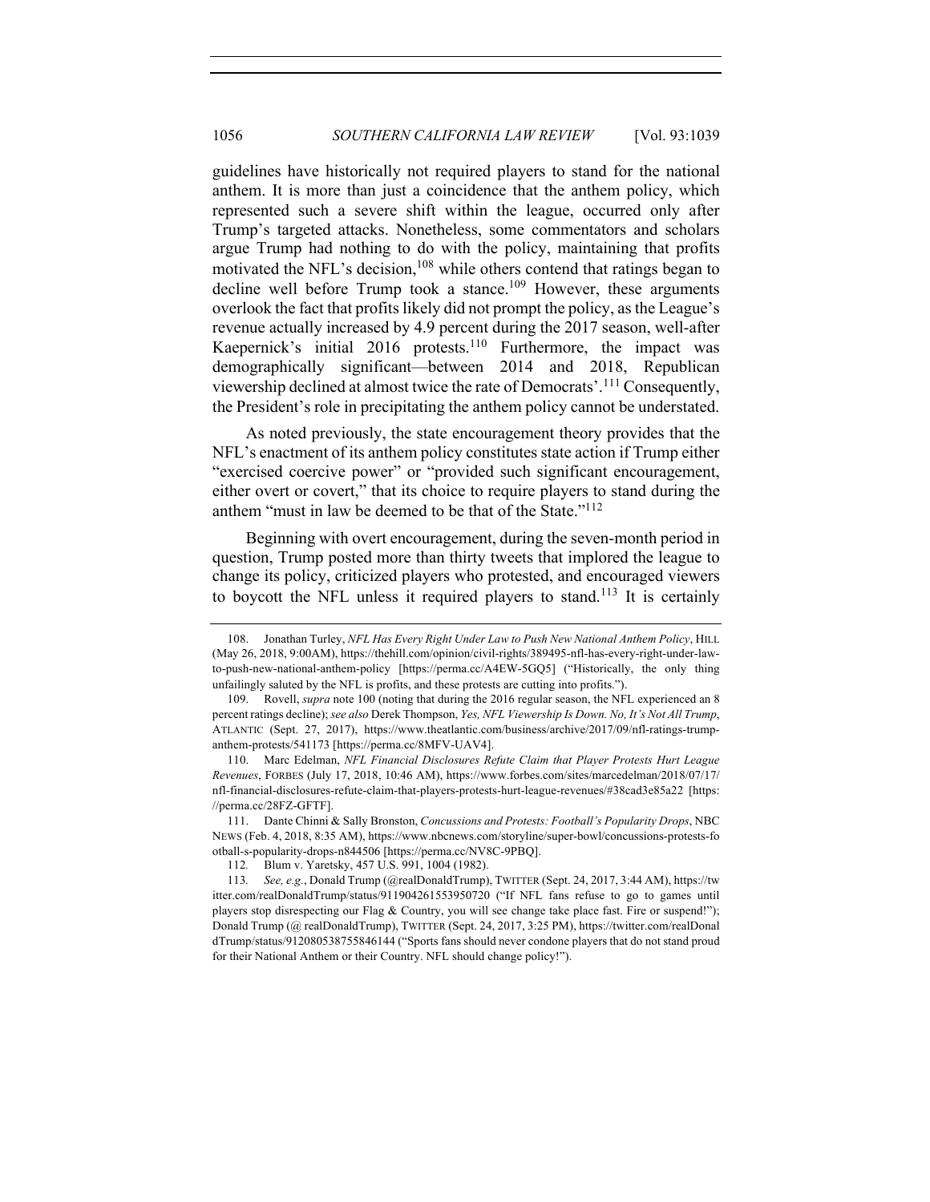guidelines have historically not required players to stand for the national anthem. It is more than just a coincidence that the anthem policy, which represented such a severe shift within the league, occurred only after Trump's targeted attacks. Nonetheless, some commentators and scholars argue Trump had nothing to do with the policy, maintaining that profits motivated the NFL's decision,[108] while others contend that ratings began to decline well before Trump took a stance.[109] However, these arguments overlook the fact that profits likely did not prompt the policy, as the League's revenue actually increased by 4.9 percent during the 2017 season, well-after Kaepernick's initial 2016 protests.[110] Furthermore, the impact was demographically significant—between 2014 and 2018, Republican viewership declined at almost twice the rate of Democrats'.[111] Consequently, the President's role in precipitating the anthem policy cannot be understated.

As noted previously, the state encouragement theory provides that the NFL's enactment of its anthem policy constitutes state action if Trump either "exercised coercive power" or "provided such significant encouragement, either overt or covert," that its choice to require players to stand during the anthem "must in law be deemed to be that of the State."[112]

Beginning with overt encouragement, during the seven-month period in question, Trump posted more than thirty tweets that implored the league to change its policy, criticized players who protested, and encouraged viewers to boycott the NFL unless it required players to stand.[113] It is certainly

---

108. Jonathan Turley, *NFL Has Every Right Under Law to Push New National Anthem Policy*, HILL (May 26, 2018, 9:00AM), https://thehill.com/opinion/civil-rights/389495-nfl-has-every-right-under-law-to-push-new-national-anthem-policy [https://perma.cc/A4EW-5GQ5] ("Historically, the only thing unfailingly saluted by the NFL is profits, and these protests are cutting into profits.").

109. Rovell, *supra* note 100 (noting that during the 2016 regular season, the NFL experienced an 8 percent ratings decline); *see also* Derek Thompson, *Yes, NFL Viewership Is Down. No, It's Not All Trump*, ATLANTIC (Sept. 27, 2017), https://www.theatlantic.com/business/archive/2017/09/nfl-ratings-trump-anthem-protests/541173 [https://perma.cc/8MFV-UAV4].

110. Marc Edelman, *NFL Financial Disclosures Refute Claim that Player Protests Hurt League Revenues*, FORBES (July 17, 2018, 10:46 AM), https://www.forbes.com/sites/marcedelman/2018/07/17/nfl-financial-disclosures-refute-claim-that-players-protests-hurt-league-revenues/#38cad3e85a22 [https://perma.cc/28FZ-GFTF].

111. Dante Chinni & Sally Bronston, *Concussions and Protests: Football's Popularity Drops*, NBC NEWS (Feb. 4, 2018, 8:35 AM), https://www.nbcnews.com/storyline/super-bowl/concussions-protests-football-s-popularity-drops-n844506 [https://perma.cc/NV8C-9PBQ].

112. Blum v. Yaretsky, 457 U.S. 991, 1004 (1982).

113. *See, e.g.*, Donald Trump (@realDonaldTrump), TWITTER (Sept. 24, 2017, 3:44 AM), https://twitter.com/realDonaldTrump/status/911904261553950720 ("If NFL fans refuse to go to games until players stop disrespecting our Flag & Country, you will see change take place fast. Fire or suspend!"); Donald Trump (@ realDonaldTrump), TWITTER (Sept. 24, 2017, 3:25 PM), https://twitter.com/realDonaldTrump/status/912080538755846144 ("Sports fans should never condone players that do not stand proud for their National Anthem or their Country. NFL should change policy!").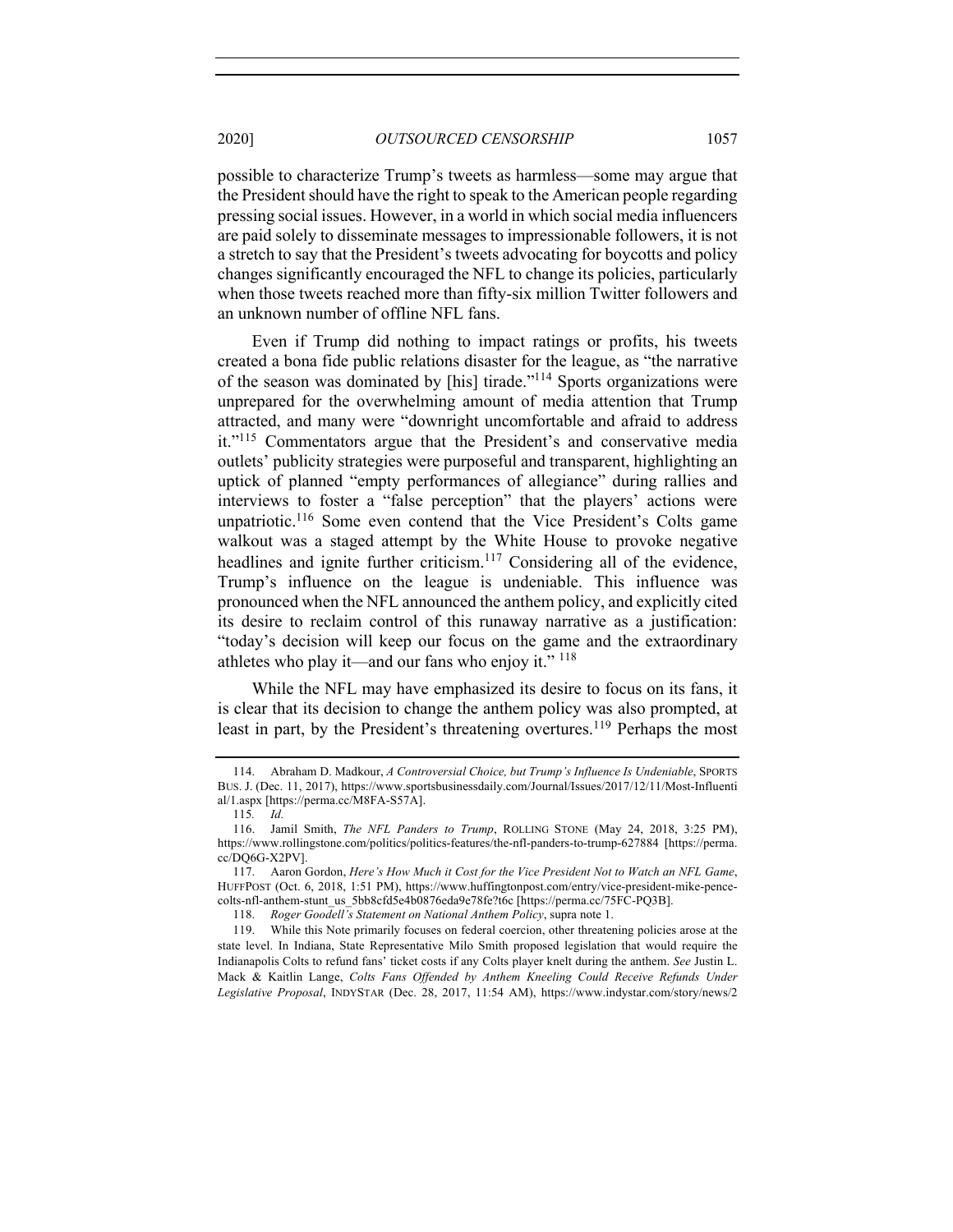possible to characterize Trump's tweets as harmless—some may argue that the President should have the right to speak to the American people regarding pressing social issues. However, in a world in which social media influencers are paid solely to disseminate messages to impressionable followers, it is not a stretch to say that the President's tweets advocating for boycotts and policy changes significantly encouraged the NFL to change its policies, particularly when those tweets reached more than fifty-six million Twitter followers and an unknown number of offline NFL fans.

Even if Trump did nothing to impact ratings or profits, his tweets created a bona fide public relations disaster for the league, as "the narrative of the season was dominated by [his] tirade."[114] Sports organizations were unprepared for the overwhelming amount of media attention that Trump attracted, and many were "downright uncomfortable and afraid to address it."[115] Commentators argue that the President's and conservative media outlets' publicity strategies were purposeful and transparent, highlighting an uptick of planned "empty performances of allegiance" during rallies and interviews to foster a "false perception" that the players' actions were unpatriotic.[116] Some even contend that the Vice President's Colts game walkout was a staged attempt by the White House to provoke negative headlines and ignite further criticism.[117] Considering all of the evidence, Trump's influence on the league is undeniable. This influence was pronounced when the NFL announced the anthem policy, and explicitly cited its desire to reclaim control of this runaway narrative as a justification: "today's decision will keep our focus on the game and the extraordinary athletes who play it—and our fans who enjoy it." [118]

While the NFL may have emphasized its desire to focus on its fans, it is clear that its decision to change the anthem policy was also prompted, at least in part, by the President's threatening overtures.[119] Perhaps the most

---

114. Abraham D. Madkour, *A Controversial Choice, but Trump's Influence Is Undeniable*, SPORTS BUS. J. (Dec. 11, 2017), https://www.sportsbusinessdaily.com/Journal/Issues/2017/12/11/Most-Influential/1.aspx [https://perma.cc/M8FA-S57A].

115. *Id.*

116. Jamil Smith, *The NFL Panders to Trump*, ROLLING STONE (May 24, 2018, 3:25 PM), https://www.rollingstone.com/politics/politics-features/the-nfl-panders-to-trump-627884 [https://perma.cc/DQ6G-X2PV].

117. Aaron Gordon, *Here's How Much it Cost for the Vice President Not to Watch an NFL Game*, HUFFPOST (Oct. 6, 2018, 1:51 PM), https://www.huffingtonpost.com/entry/vice-president-mike-pence-colts-nfl-anthem-stunt_us_5bb8cfd5e4b0876eda9e78fe?t6c [https://perma.cc/75FC-PQ3B].

118. *Roger Goodell's Statement on National Anthem Policy*, supra note 1.

119. While this Note primarily focuses on federal coercion, other threatening policies arose at the state level. In Indiana, State Representative Milo Smith proposed legislation that would require the Indianapolis Colts to refund fans' ticket costs if any Colts player knelt during the anthem. *See* Justin L. Mack & Kaitlin Lange, *Colts Fans Offended by Anthem Kneeling Could Receive Refunds Under Legislative Proposal*, INDYSTAR (Dec. 28, 2017, 11:54 AM), https://www.indystar.com/story/news/2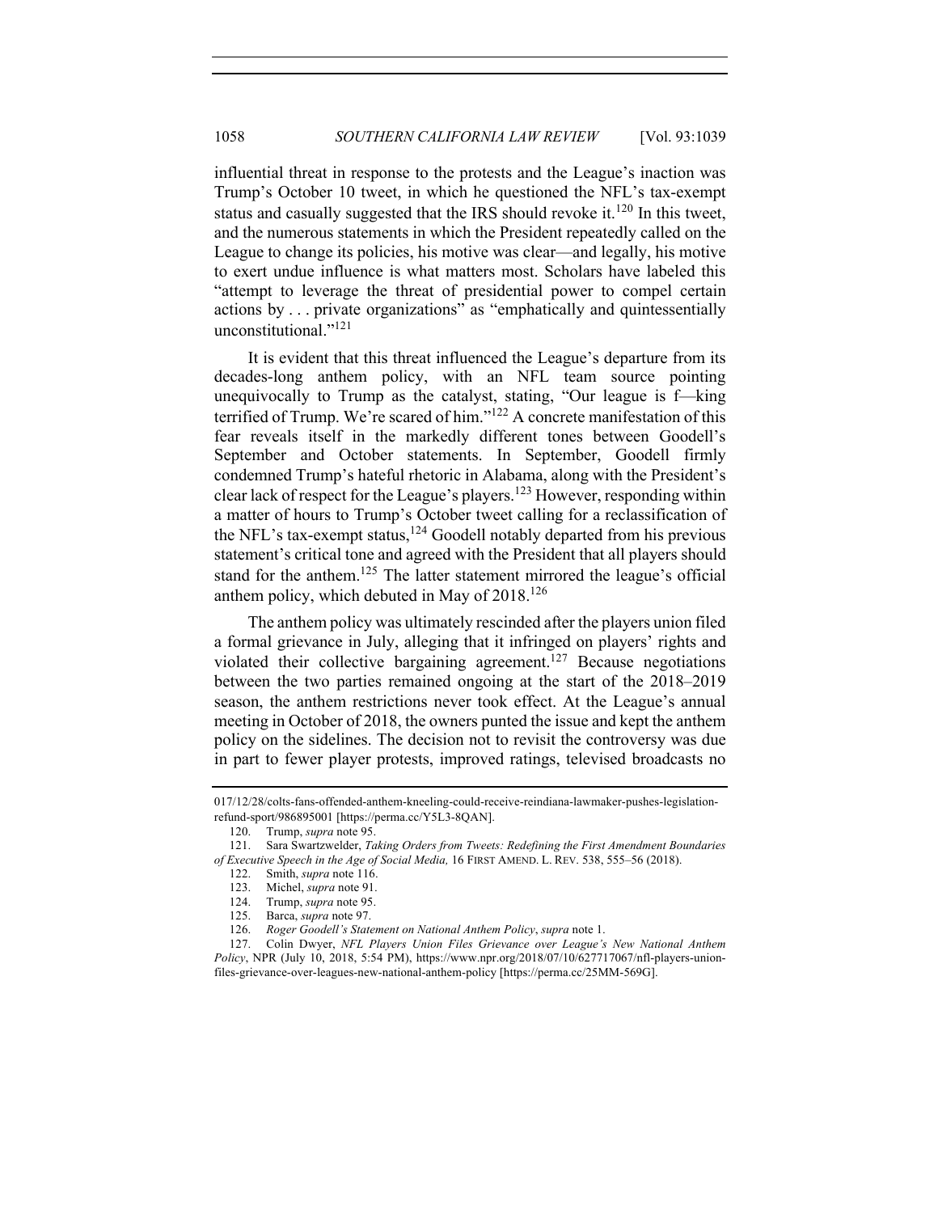influential threat in response to the protests and the League's inaction was Trump's October 10 tweet, in which he questioned the NFL's tax-exempt status and casually suggested that the IRS should revoke it.[120] In this tweet, and the numerous statements in which the President repeatedly called on the League to change its policies, his motive was clear—and legally, his motive to exert undue influence is what matters most. Scholars have labeled this "attempt to leverage the threat of presidential power to compel certain actions by . . . private organizations" as "emphatically and quintessentially unconstitutional."[121]

It is evident that this threat influenced the League's departure from its decades-long anthem policy, with an NFL team source pointing unequivocally to Trump as the catalyst, stating, "Our league is f—king terrified of Trump. We're scared of him."[122] A concrete manifestation of this fear reveals itself in the markedly different tones between Goodell's September and October statements. In September, Goodell firmly condemned Trump's hateful rhetoric in Alabama, along with the President's clear lack of respect for the League's players.[123] However, responding within a matter of hours to Trump's October tweet calling for a reclassification of the NFL's tax-exempt status,[124] Goodell notably departed from his previous statement's critical tone and agreed with the President that all players should stand for the anthem.[125] The latter statement mirrored the league's official anthem policy, which debuted in May of 2018.[126]

The anthem policy was ultimately rescinded after the players union filed a formal grievance in July, alleging that it infringed on players' rights and violated their collective bargaining agreement.[127] Because negotiations between the two parties remained ongoing at the start of the 2018–2019 season, the anthem restrictions never took effect. At the League's annual meeting in October of 2018, the owners punted the issue and kept the anthem policy on the sidelines. The decision not to revisit the controversy was due in part to fewer player protests, improved ratings, televised broadcasts no

---

017/12/28/colts-fans-offended-anthem-kneeling-could-receive-reindiana-lawmaker-pushes-legislation-refund-sport/986895001 [https://perma.cc/Y5L3-8QAN].

120. Trump, *supra* note 95.

121. Sara Swartzwelder, *Taking Orders from Tweets: Redefining the First Amendment Boundaries of Executive Speech in the Age of Social Media,* 16 FIRST AMEND. L. REV. 538, 555–56 (2018).

122. Smith, *supra* note 116.

123. Michel, *supra* note 91.

124. Trump, *supra* note 95.

125. Barca, *supra* note 97.

126. *Roger Goodell's Statement on National Anthem Policy*, *supra* note 1.

127. Colin Dwyer, *NFL Players Union Files Grievance over League's New National Anthem Policy*, NPR (July 10, 2018, 5:54 PM), https://www.npr.org/2018/07/10/627717067/nfl-players-union-files-grievance-over-leagues-new-national-anthem-policy [https://perma.cc/25MM-569G].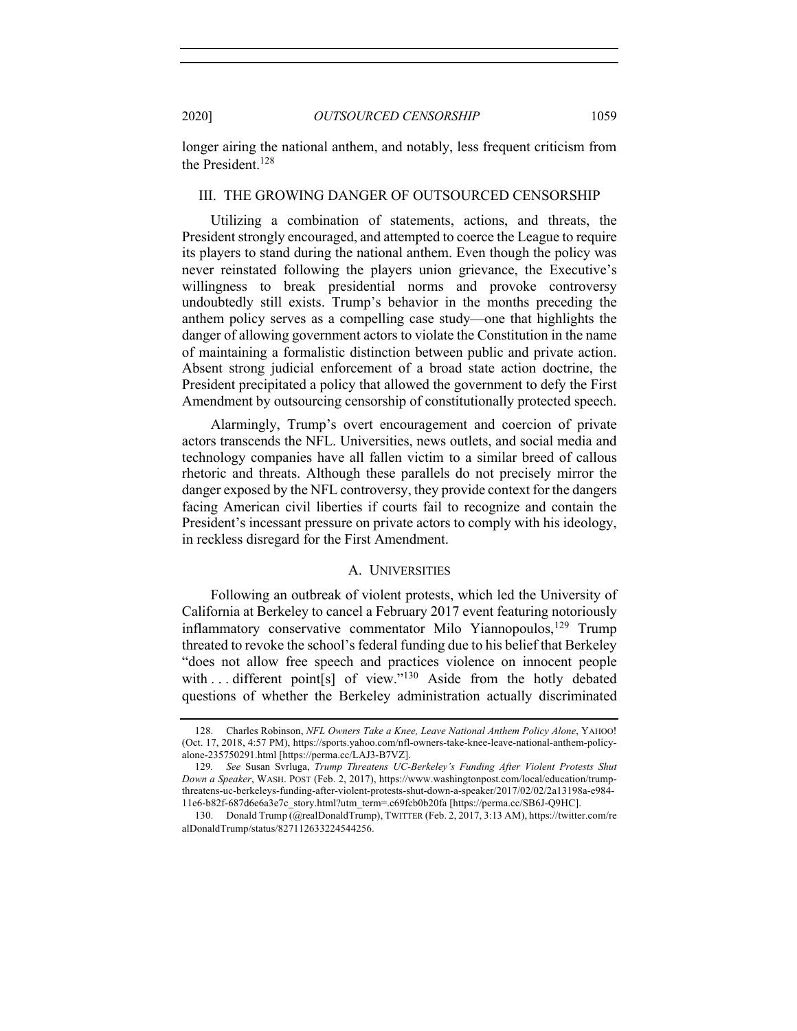longer airing the national anthem, and notably, less frequent criticism from the President.[128]

## III. THE GROWING DANGER OF OUTSOURCED CENSORSHIP

Utilizing a combination of statements, actions, and threats, the President strongly encouraged, and attempted to coerce the League to require its players to stand during the national anthem. Even though the policy was never reinstated following the players union grievance, the Executive's willingness to break presidential norms and provoke controversy undoubtedly still exists. Trump's behavior in the months preceding the anthem policy serves as a compelling case study—one that highlights the danger of allowing government actors to violate the Constitution in the name of maintaining a formalistic distinction between public and private action. Absent strong judicial enforcement of a broad state action doctrine, the President precipitated a policy that allowed the government to defy the First Amendment by outsourcing censorship of constitutionally protected speech.

Alarmingly, Trump's overt encouragement and coercion of private actors transcends the NFL. Universities, news outlets, and social media and technology companies have all fallen victim to a similar breed of callous rhetoric and threats. Although these parallels do not precisely mirror the danger exposed by the NFL controversy, they provide context for the dangers facing American civil liberties if courts fail to recognize and contain the President's incessant pressure on private actors to comply with his ideology, in reckless disregard for the First Amendment.

### A. UNIVERSITIES

Following an outbreak of violent protests, which led the University of California at Berkeley to cancel a February 2017 event featuring notoriously inflammatory conservative commentator Milo Yiannopoulos,[129] Trump threated to revoke the school's federal funding due to his belief that Berkeley "does not allow free speech and practices violence on innocent people with . . . different point[s] of view."[130] Aside from the hotly debated questions of whether the Berkeley administration actually discriminated

---

128. Charles Robinson, *NFL Owners Take a Knee, Leave National Anthem Policy Alone*, YAHOO! (Oct. 17, 2018, 4:57 PM), https://sports.yahoo.com/nfl-owners-take-knee-leave-national-anthem-policy-alone-235750291.html [https://perma.cc/LAJ3-B7VZ].

129. *See* Susan Svrluga, *Trump Threatens UC-Berkeley's Funding After Violent Protests Shut Down a Speaker*, WASH. POST (Feb. 2, 2017), https://www.washingtonpost.com/local/education/trump-threatens-uc-berkeleys-funding-after-violent-protests-shut-down-a-speaker/2017/02/02/2a13198a-e984-11e6-b82f-687d6e6a3e7c_story.html?utm_term=.c69fcb0b20fa [https://perma.cc/SB6J-Q9HC].

130. Donald Trump (@realDonaldTrump), TWITTER (Feb. 2, 2017, 3:13 AM), https://twitter.com/realDonaldTrump/status/827112633224544256.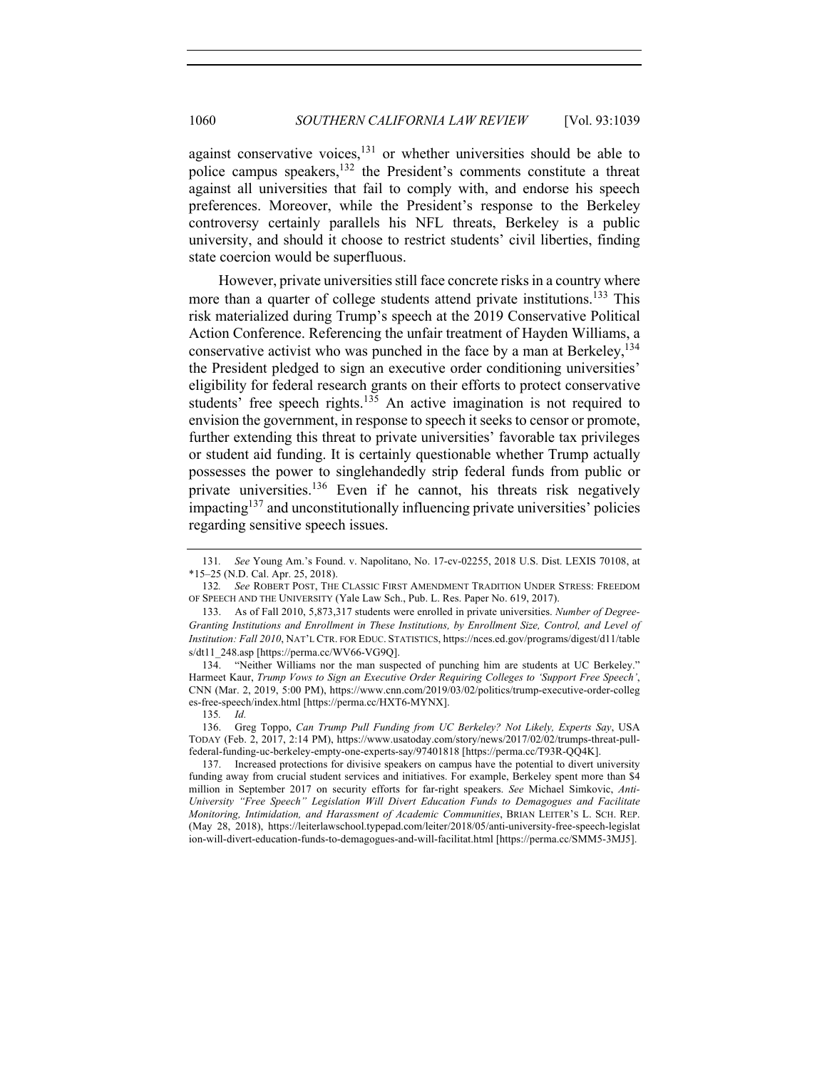against conservative voices,[131] or whether universities should be able to police campus speakers,[132] the President's comments constitute a threat against all universities that fail to comply with, and endorse his speech preferences. Moreover, while the President's response to the Berkeley controversy certainly parallels his NFL threats, Berkeley is a public university, and should it choose to restrict students' civil liberties, finding state coercion would be superfluous.

However, private universities still face concrete risks in a country where more than a quarter of college students attend private institutions.[133] This risk materialized during Trump's speech at the 2019 Conservative Political Action Conference. Referencing the unfair treatment of Hayden Williams, a conservative activist who was punched in the face by a man at Berkeley,[134] the President pledged to sign an executive order conditioning universities' eligibility for federal research grants on their efforts to protect conservative students' free speech rights.[135] An active imagination is not required to envision the government, in response to speech it seeks to censor or promote, further extending this threat to private universities' favorable tax privileges or student aid funding. It is certainly questionable whether Trump actually possesses the power to singlehandedly strip federal funds from public or private universities.[136] Even if he cannot, his threats risk negatively impacting[137] and unconstitutionally influencing private universities' policies regarding sensitive speech issues.

---

131. *See* Young Am.'s Found. v. Napolitano, No. 17-cv-02255, 2018 U.S. Dist. LEXIS 70108, at *15–25 (N.D. Cal. Apr. 25, 2018).

132. *See* ROBERT POST, THE CLASSIC FIRST AMENDMENT TRADITION UNDER STRESS: FREEDOM OF SPEECH AND THE UNIVERSITY (Yale Law Sch., Pub. L. Res. Paper No. 619, 2017).

133. As of Fall 2010, 5,873,317 students were enrolled in private universities. *Number of Degree-Granting Institutions and Enrollment in These Institutions, by Enrollment Size, Control, and Level of Institution: Fall 2010*, NAT'L CTR. FOR EDUC. STATISTICS, https://nces.ed.gov/programs/digest/d11/tables/dt11_248.asp [https://perma.cc/WV66-VG9Q].

134. "Neither Williams nor the man suspected of punching him are students at UC Berkeley." Harmeet Kaur, *Trump Vows to Sign an Executive Order Requiring Colleges to 'Support Free Speech'*, CNN (Mar. 2, 2019, 5:00 PM), https://www.cnn.com/2019/03/02/politics/trump-executive-order-colleges-free-speech/index.html [https://perma.cc/HXT6-MYNX].

135. *Id.*

136. Greg Toppo, *Can Trump Pull Funding from UC Berkeley? Not Likely, Experts Say*, USA TODAY (Feb. 2, 2017, 2:14 PM), https://www.usatoday.com/story/news/2017/02/02/trumps-threat-pull-federal-funding-uc-berkeley-empty-one-experts-say/97401818 [https://perma.cc/T93R-QQ4K].

137. Increased protections for divisive speakers on campus have the potential to divert university funding away from crucial student services and initiatives. For example, Berkeley spent more than $4 million in September 2017 on security efforts for far-right speakers. *See* Michael Simkovic, *Anti-University "Free Speech" Legislation Will Divert Education Funds to Demagogues and Facilitate Monitoring, Intimidation, and Harassment of Academic Communities*, BRIAN LEITER'S L. SCH. REP. (May 28, 2018), https://leiterlawschool.typepad.com/leiter/2018/05/anti-university-free-speech-legislation-will-divert-education-funds-to-demagogues-and-will-facilitat.html [https://perma.cc/SMM5-3MJ5].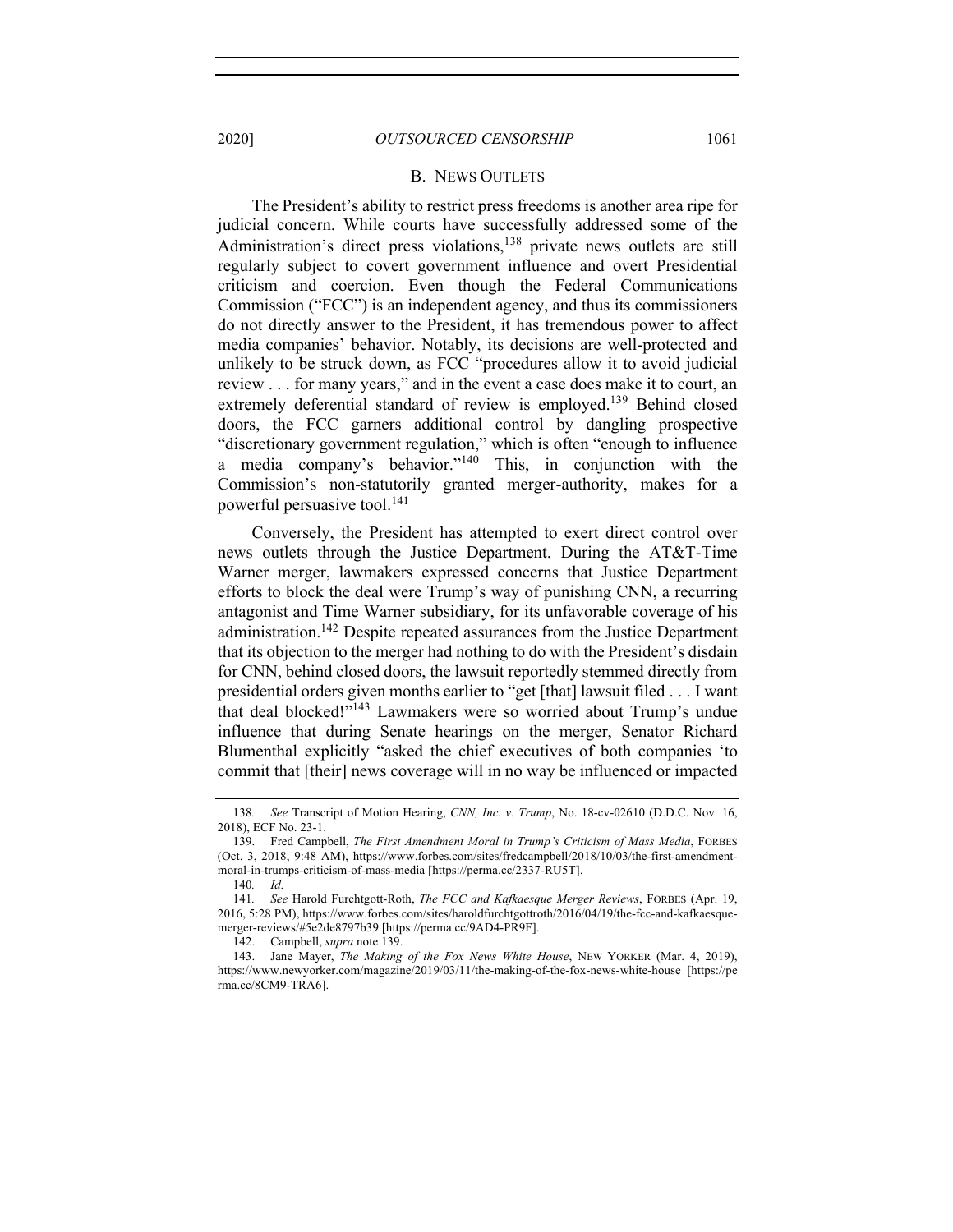## B. NEWS OUTLETS

The President's ability to restrict press freedoms is another area ripe for judicial concern. While courts have successfully addressed some of the Administration's direct press violations,[138] private news outlets are still regularly subject to covert government influence and overt Presidential criticism and coercion. Even though the Federal Communications Commission ("FCC") is an independent agency, and thus its commissioners do not directly answer to the President, it has tremendous power to affect media companies' behavior. Notably, its decisions are well-protected and unlikely to be struck down, as FCC "procedures allow it to avoid judicial review . . . for many years," and in the event a case does make it to court, an extremely deferential standard of review is employed.[139] Behind closed doors, the FCC garners additional control by dangling prospective "discretionary government regulation," which is often "enough to influence a media company's behavior."[140] This, in conjunction with the Commission's non-statutorily granted merger-authority, makes for a powerful persuasive tool.[141]

Conversely, the President has attempted to exert direct control over news outlets through the Justice Department. During the AT&T-Time Warner merger, lawmakers expressed concerns that Justice Department efforts to block the deal were Trump's way of punishing CNN, a recurring antagonist and Time Warner subsidiary, for its unfavorable coverage of his administration.[142] Despite repeated assurances from the Justice Department that its objection to the merger had nothing to do with the President's disdain for CNN, behind closed doors, the lawsuit reportedly stemmed directly from presidential orders given months earlier to "get [that] lawsuit filed . . . I want that deal blocked!"[143] Lawmakers were so worried about Trump's undue influence that during Senate hearings on the merger, Senator Richard Blumenthal explicitly "asked the chief executives of both companies 'to commit that [their] news coverage will in no way be influenced or impacted

---

138. *See* Transcript of Motion Hearing, *CNN, Inc. v. Trump*, No. 18-cv-02610 (D.D.C. Nov. 16, 2018), ECF No. 23-1.

139. Fred Campbell, *The First Amendment Moral in Trump's Criticism of Mass Media*, FORBES (Oct. 3, 2018, 9:48 AM), https://www.forbes.com/sites/fredcampbell/2018/10/03/the-first-amendment-moral-in-trumps-criticism-of-mass-media [https://perma.cc/2337-RU5T].

140. *Id.*

141. *See* Harold Furchtgott-Roth, *The FCC and Kafkaesque Merger Reviews*, FORBES (Apr. 19, 2016, 5:28 PM), https://www.forbes.com/sites/haroldfurchtgottroth/2016/04/19/the-fcc-and-kafkaesque-merger-reviews/#5e2de8797b39 [https://perma.cc/9AD4-PR9F].

142. Campbell, *supra* note 139.

143. Jane Mayer, *The Making of the Fox News White House*, NEW YORKER (Mar. 4, 2019), https://www.newyorker.com/magazine/2019/03/11/the-making-of-the-fox-news-white-house [https://perma.cc/8CM9-TRA6].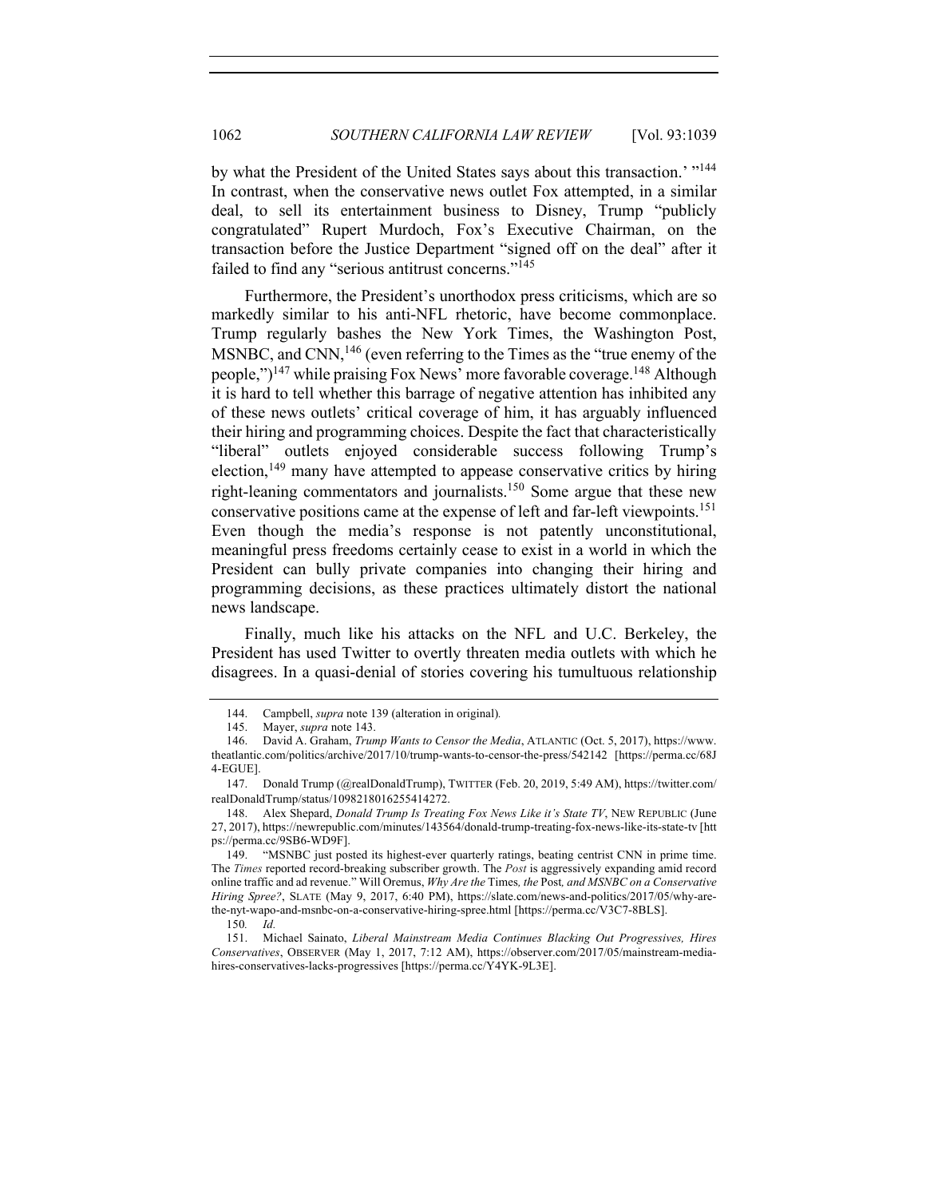by what the President of the United States says about this transaction.' "[144] In contrast, when the conservative news outlet Fox attempted, in a similar deal, to sell its entertainment business to Disney, Trump "publicly congratulated" Rupert Murdoch, Fox's Executive Chairman, on the transaction before the Justice Department "signed off on the deal" after it failed to find any "serious antitrust concerns."[145]

Furthermore, the President's unorthodox press criticisms, which are so markedly similar to his anti-NFL rhetoric, have become commonplace. Trump regularly bashes the New York Times, the Washington Post, MSNBC, and CNN,[146] (even referring to the Times as the "true enemy of the people,")[147] while praising Fox News' more favorable coverage.[148] Although it is hard to tell whether this barrage of negative attention has inhibited any of these news outlets' critical coverage of him, it has arguably influenced their hiring and programming choices. Despite the fact that characteristically "liberal" outlets enjoyed considerable success following Trump's election,[149] many have attempted to appease conservative critics by hiring right-leaning commentators and journalists.[150] Some argue that these new conservative positions came at the expense of left and far-left viewpoints.[151] Even though the media's response is not patently unconstitutional, meaningful press freedoms certainly cease to exist in a world in which the President can bully private companies into changing their hiring and programming decisions, as these practices ultimately distort the national news landscape.

Finally, much like his attacks on the NFL and U.C. Berkeley, the President has used Twitter to overtly threaten media outlets with which he disagrees. In a quasi-denial of stories covering his tumultuous relationship

---

144. Campbell, *supra* note 139 (alteration in original).

145. Mayer, *supra* note 143.

146. David A. Graham, *Trump Wants to Censor the Media*, ATLANTIC (Oct. 5, 2017), https://www.theatlantic.com/politics/archive/2017/10/trump-wants-to-censor-the-press/542142 [https://perma.cc/68J4-EGUE].

147. Donald Trump (@realDonaldTrump), TWITTER (Feb. 20, 2019, 5:49 AM), https://twitter.com/realDonaldTrump/status/1098218016255414272.

148. Alex Shepard, *Donald Trump Is Treating Fox News Like it's State TV*, NEW REPUBLIC (June 27, 2017), https://newrepublic.com/minutes/143564/donald-trump-treating-fox-news-like-its-state-tv [https://perma.cc/9SB6-WD9F].

149. "MSNBC just posted its highest-ever quarterly ratings, beating centrist CNN in prime time. The *Times* reported record-breaking subscriber growth. The *Post* is aggressively expanding amid record online traffic and ad revenue." Will Oremus, *Why Are the* Times*, the* Post*, and MSNBC on a Conservative Hiring Spree?*, SLATE (May 9, 2017, 6:40 PM), https://slate.com/news-and-politics/2017/05/why-are-the-nyt-wapo-and-msnbc-on-a-conservative-hiring-spree.html [https://perma.cc/V3C7-8BLS].

150. *Id.*

151. Michael Sainato, *Liberal Mainstream Media Continues Blacking Out Progressives, Hires Conservatives*, OBSERVER (May 1, 2017, 7:12 AM), https://observer.com/2017/05/mainstream-media-hires-conservatives-lacks-progressives [https://perma.cc/Y4YK-9L3E].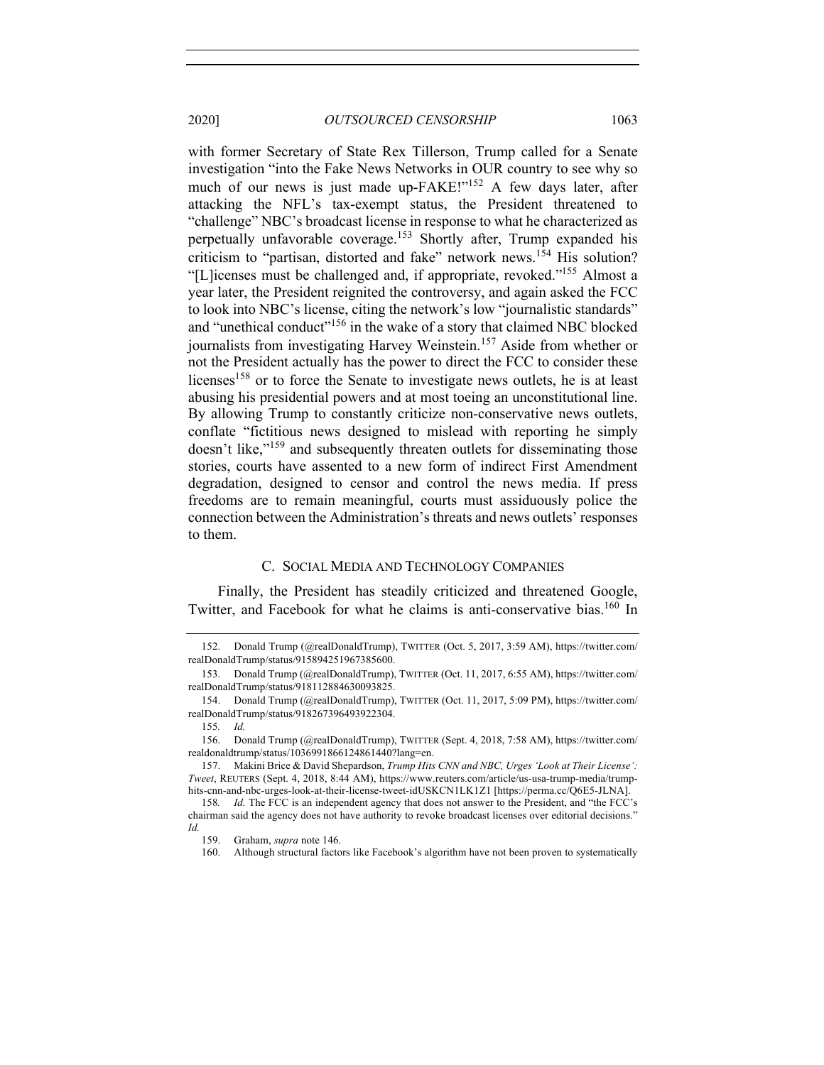with former Secretary of State Rex Tillerson, Trump called for a Senate investigation "into the Fake News Networks in OUR country to see why so much of our news is just made up-FAKE!"[152] A few days later, after attacking the NFL's tax-exempt status, the President threatened to "challenge" NBC's broadcast license in response to what he characterized as perpetually unfavorable coverage.[153] Shortly after, Trump expanded his criticism to "partisan, distorted and fake" network news.[154] His solution? "[L]icenses must be challenged and, if appropriate, revoked."[155] Almost a year later, the President reignited the controversy, and again asked the FCC to look into NBC's license, citing the network's low "journalistic standards" and "unethical conduct"[156] in the wake of a story that claimed NBC blocked journalists from investigating Harvey Weinstein.[157] Aside from whether or not the President actually has the power to direct the FCC to consider these licenses[158] or to force the Senate to investigate news outlets, he is at least abusing his presidential powers and at most toeing an unconstitutional line. By allowing Trump to constantly criticize non-conservative news outlets, conflate "fictitious news designed to mislead with reporting he simply doesn't like,"[159] and subsequently threaten outlets for disseminating those stories, courts have assented to a new form of indirect First Amendment degradation, designed to censor and control the news media. If press freedoms are to remain meaningful, courts must assiduously police the connection between the Administration's threats and news outlets' responses to them.

### C. SOCIAL MEDIA AND TECHNOLOGY COMPANIES

Finally, the President has steadily criticized and threatened Google, Twitter, and Facebook for what he claims is anti-conservative bias.[160] In

---

152. Donald Trump (@realDonaldTrump), TWITTER (Oct. 5, 2017, 3:59 AM), https://twitter.com/realDonaldTrump/status/915894251967385600.

153. Donald Trump (@realDonaldTrump), TWITTER (Oct. 11, 2017, 6:55 AM), https://twitter.com/realDonaldTrump/status/918112884630093825.

154. Donald Trump (@realDonaldTrump), TWITTER (Oct. 11, 2017, 5:09 PM), https://twitter.com/realDonaldTrump/status/918267396493922304.

155. *Id.*

156. Donald Trump (@realDonaldTrump), TWITTER (Sept. 4, 2018, 7:58 AM), https://twitter.com/realdonaldtrump/status/1036991866124861440?lang=en.

157. Makini Brice & David Shepardson, *Trump Hits CNN and NBC, Urges 'Look at Their License': Tweet*, REUTERS (Sept. 4, 2018, 8:44 AM), https://www.reuters.com/article/us-usa-trump-media/trump-hits-cnn-and-nbc-urges-look-at-their-license-tweet-idUSKCN1LK1Z1 [https://perma.cc/Q6E5-JLNA].

158. *Id.* The FCC is an independent agency that does not answer to the President, and "the FCC's chairman said the agency does not have authority to revoke broadcast licenses over editorial decisions." *Id.*

159. Graham, *supra* note 146.

160. Although structural factors like Facebook's algorithm have not been proven to systematically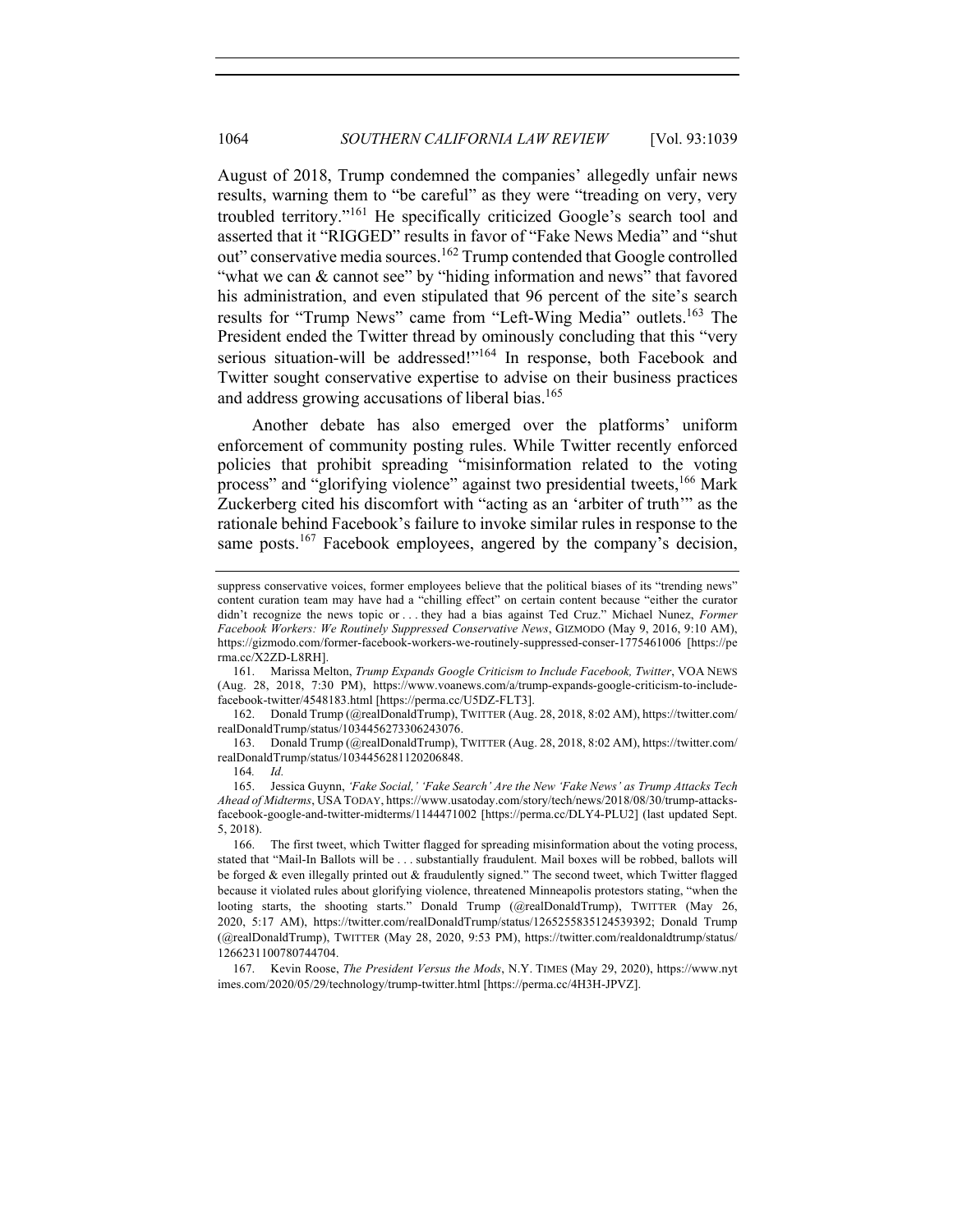August of 2018, Trump condemned the companies' allegedly unfair news results, warning them to "be careful" as they were "treading on very, very troubled territory."[161] He specifically criticized Google's search tool and asserted that it "RIGGED" results in favor of "Fake News Media" and "shut out" conservative media sources.[162] Trump contended that Google controlled "what we can & cannot see" by "hiding information and news" that favored his administration, and even stipulated that 96 percent of the site's search results for "Trump News" came from "Left-Wing Media" outlets.[163] The President ended the Twitter thread by ominously concluding that this "very serious situation-will be addressed!"[164] In response, both Facebook and Twitter sought conservative expertise to advise on their business practices and address growing accusations of liberal bias.[165]

Another debate has also emerged over the platforms' uniform enforcement of community posting rules. While Twitter recently enforced policies that prohibit spreading "misinformation related to the voting process" and "glorifying violence" against two presidential tweets,[166] Mark Zuckerberg cited his discomfort with "acting as an 'arbiter of truth'" as the rationale behind Facebook's failure to invoke similar rules in response to the same posts.[167] Facebook employees, angered by the company's decision,

---

suppress conservative voices, former employees believe that the political biases of its "trending news" content curation team may have had a "chilling effect" on certain content because "either the curator didn't recognize the news topic or . . . they had a bias against Ted Cruz." Michael Nunez, *Former Facebook Workers: We Routinely Suppressed Conservative News*, GIZMODO (May 9, 2016, 9:10 AM), https://gizmodo.com/former-facebook-workers-we-routinely-suppressed-conser-1775461006 [https://perma.cc/X2ZD-L8RH].

161. Marissa Melton, *Trump Expands Google Criticism to Include Facebook, Twitter*, VOA NEWS (Aug. 28, 2018, 7:30 PM), https://www.voanews.com/a/trump-expands-google-criticism-to-include-facebook-twitter/4548183.html [https://perma.cc/U5DZ-FLT3].

162. Donald Trump (@realDonaldTrump), TWITTER (Aug. 28, 2018, 8:02 AM), https://twitter.com/realDonaldTrump/status/1034456273306243076.

163. Donald Trump (@realDonaldTrump), TWITTER (Aug. 28, 2018, 8:02 AM), https://twitter.com/realDonaldTrump/status/1034456281120206848.

164. *Id.*

165. Jessica Guynn, *'Fake Social,' 'Fake Search' Are the New 'Fake News' as Trump Attacks Tech Ahead of Midterms*, USA TODAY, https://www.usatoday.com/story/tech/news/2018/08/30/trump-attacks-facebook-google-and-twitter-midterms/1144471002 [https://perma.cc/DLY4-PLU2] (last updated Sept. 5, 2018).

166. The first tweet, which Twitter flagged for spreading misinformation about the voting process, stated that "Mail-In Ballots will be . . . substantially fraudulent. Mail boxes will be robbed, ballots will be forged & even illegally printed out & fraudulently signed." The second tweet, which Twitter flagged because it violated rules about glorifying violence, threatened Minneapolis protestors stating, "when the looting starts, the shooting starts." Donald Trump (@realDonaldTrump), TWITTER (May 26, 2020, 5:17 AM), https://twitter.com/realDonaldTrump/status/1265255835124539392; Donald Trump (@realDonaldTrump), TWITTER (May 28, 2020, 9:53 PM), https://twitter.com/realdonaldtrump/status/1266231100780744704.

167. Kevin Roose, *The President Versus the Mods*, N.Y. TIMES (May 29, 2020), https://www.nytimes.com/2020/05/29/technology/trump-twitter.html [https://perma.cc/4H3H-JPVZ].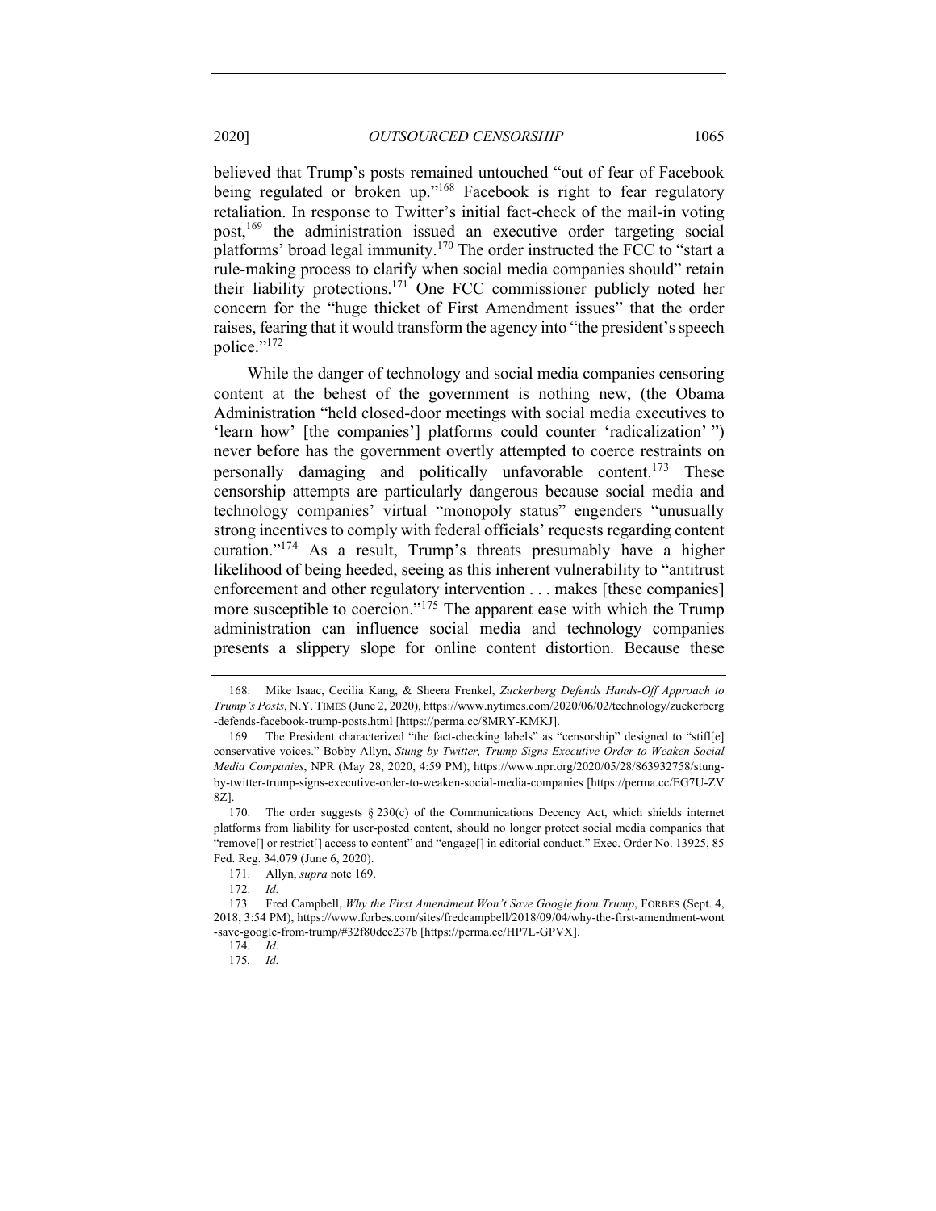believed that Trump's posts remained untouched "out of fear of Facebook being regulated or broken up."[168] Facebook is right to fear regulatory retaliation. In response to Twitter's initial fact-check of the mail-in voting post,[169] the administration issued an executive order targeting social platforms' broad legal immunity.[170] The order instructed the FCC to "start a rule-making process to clarify when social media companies should" retain their liability protections.[171] One FCC commissioner publicly noted her concern for the "huge thicket of First Amendment issues" that the order raises, fearing that it would transform the agency into "the president's speech police."[172]

While the danger of technology and social media companies censoring content at the behest of the government is nothing new, (the Obama Administration "held closed-door meetings with social media executives to 'learn how' [the companies'] platforms could counter 'radicalization' ") never before has the government overtly attempted to coerce restraints on personally damaging and politically unfavorable content.[173] These censorship attempts are particularly dangerous because social media and technology companies' virtual "monopoly status" engenders "unusually strong incentives to comply with federal officials' requests regarding content curation."[174] As a result, Trump's threats presumably have a higher likelihood of being heeded, seeing as this inherent vulnerability to "antitrust enforcement and other regulatory intervention . . . makes [these companies] more susceptible to coercion."[175] The apparent ease with which the Trump administration can influence social media and technology companies presents a slippery slope for online content distortion. Because these

---

168. Mike Isaac, Cecilia Kang, & Sheera Frenkel, *Zuckerberg Defends Hands-Off Approach to Trump's Posts*, N.Y. TIMES (June 2, 2020), https://www.nytimes.com/2020/06/02/technology/zuckerberg-defends-facebook-trump-posts.html [https://perma.cc/8MRY-KMKJ].

169. The President characterized "the fact-checking labels" as "censorship" designed to "stifl[e] conservative voices." Bobby Allyn, *Stung by Twitter, Trump Signs Executive Order to Weaken Social Media Companies*, NPR (May 28, 2020, 4:59 PM), https://www.npr.org/2020/05/28/863932758/stung-by-twitter-trump-signs-executive-order-to-weaken-social-media-companies [https://perma.cc/EG7U-ZV8Z].

170. The order suggests § 230(c) of the Communications Decency Act, which shields internet platforms from liability for user-posted content, should no longer protect social media companies that "remove[] or restrict[] access to content" and "engage[] in editorial conduct." Exec. Order No. 13925, 85 Fed. Reg. 34,079 (June 6, 2020).

171. Allyn, *supra* note 169.

172. *Id.*

173. Fred Campbell, *Why the First Amendment Won't Save Google from Trump*, FORBES (Sept. 4, 2018, 3:54 PM), https://www.forbes.com/sites/fredcampbell/2018/09/04/why-the-first-amendment-wont-save-google-from-trump/#32f80dce237b [https://perma.cc/HP7L-GPVX].

174. *Id.*

175. *Id.*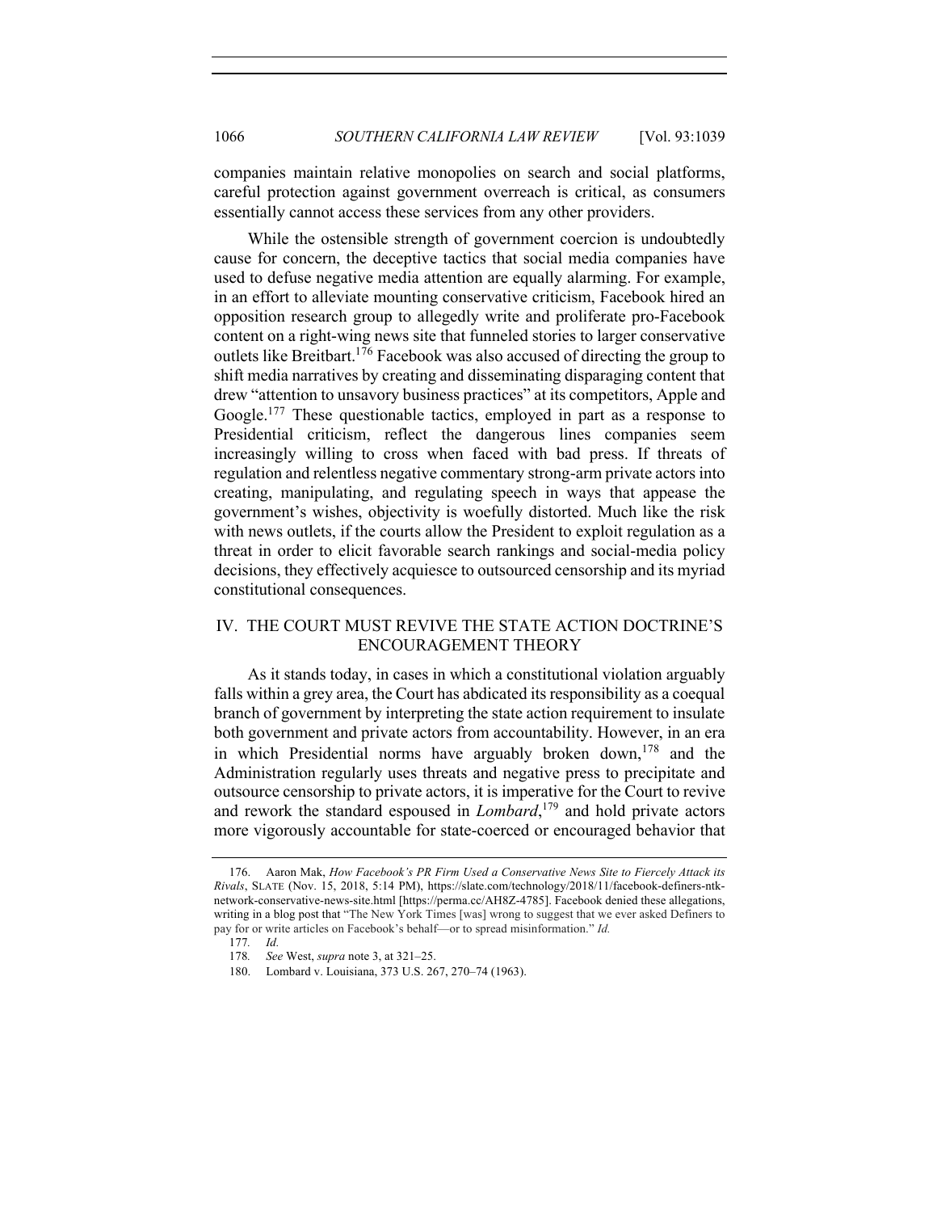companies maintain relative monopolies on search and social platforms, careful protection against government overreach is critical, as consumers essentially cannot access these services from any other providers.

While the ostensible strength of government coercion is undoubtedly cause for concern, the deceptive tactics that social media companies have used to defuse negative media attention are equally alarming. For example, in an effort to alleviate mounting conservative criticism, Facebook hired an opposition research group to allegedly write and proliferate pro-Facebook content on a right-wing news site that funneled stories to larger conservative outlets like Breitbart.[176] Facebook was also accused of directing the group to shift media narratives by creating and disseminating disparaging content that drew "attention to unsavory business practices" at its competitors, Apple and Google.[177] These questionable tactics, employed in part as a response to Presidential criticism, reflect the dangerous lines companies seem increasingly willing to cross when faced with bad press. If threats of regulation and relentless negative commentary strong-arm private actors into creating, manipulating, and regulating speech in ways that appease the government's wishes, objectivity is woefully distorted. Much like the risk with news outlets, if the courts allow the President to exploit regulation as a threat in order to elicit favorable search rankings and social-media policy decisions, they effectively acquiesce to outsourced censorship and its myriad constitutional consequences.

## IV. THE COURT MUST REVIVE THE STATE ACTION DOCTRINE'S ENCOURAGEMENT THEORY

As it stands today, in cases in which a constitutional violation arguably falls within a grey area, the Court has abdicated its responsibility as a coequal branch of government by interpreting the state action requirement to insulate both government and private actors from accountability. However, in an era in which Presidential norms have arguably broken down,[178] and the Administration regularly uses threats and negative press to precipitate and outsource censorship to private actors, it is imperative for the Court to revive and rework the standard espoused in *Lombard*,[179] and hold private actors more vigorously accountable for state-coerced or encouraged behavior that

---

176. Aaron Mak, *How Facebook's PR Firm Used a Conservative News Site to Fiercely Attack its Rivals*, SLATE (Nov. 15, 2018, 5:14 PM), https://slate.com/technology/2018/11/facebook-definers-ntk-network-conservative-news-site.html [https://perma.cc/AH8Z-4785]. Facebook denied these allegations, writing in a blog post that "The New York Times [was] wrong to suggest that we ever asked Definers to pay for or write articles on Facebook's behalf—or to spread misinformation." *Id.*

177. *Id.*

178. *See* West, *supra* note 3, at 321–25.

180. Lombard v. Louisiana, 373 U.S. 267, 270–74 (1963).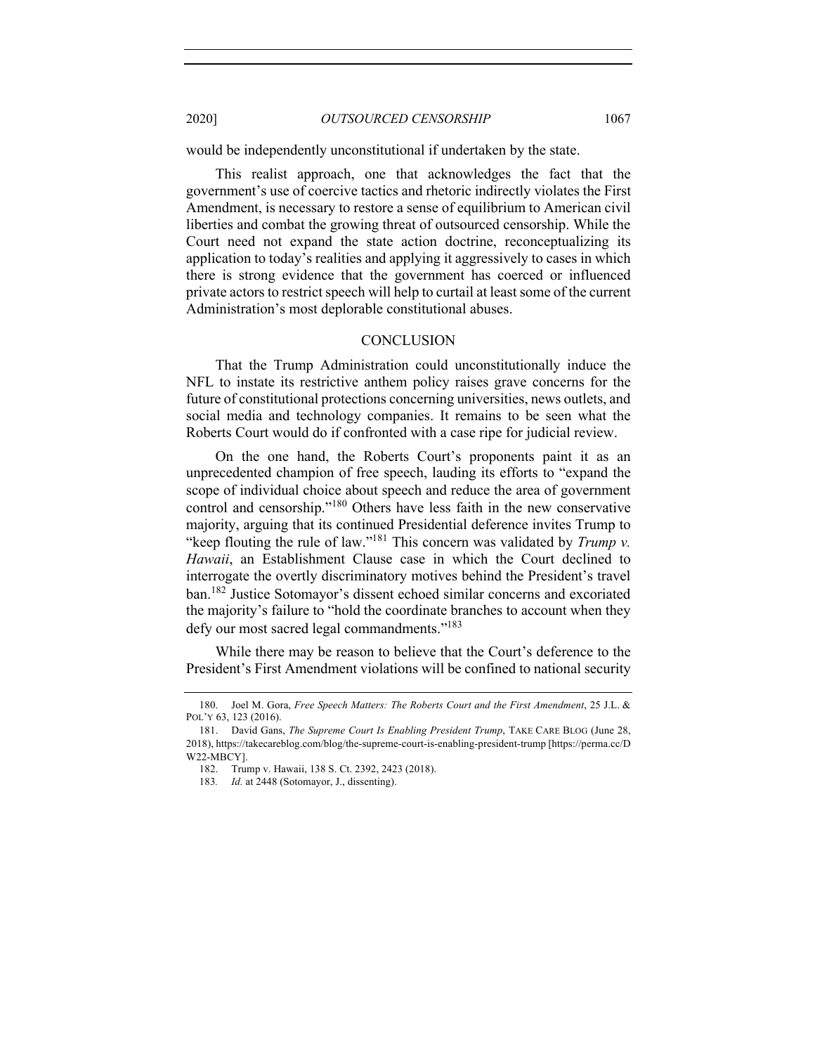would be independently unconstitutional if undertaken by the state.

This realist approach, one that acknowledges the fact that the government's use of coercive tactics and rhetoric indirectly violates the First Amendment, is necessary to restore a sense of equilibrium to American civil liberties and combat the growing threat of outsourced censorship. While the Court need not expand the state action doctrine, reconceptualizing its application to today's realities and applying it aggressively to cases in which there is strong evidence that the government has coerced or influenced private actors to restrict speech will help to curtail at least some of the current Administration's most deplorable constitutional abuses.

## CONCLUSION

That the Trump Administration could unconstitutionally induce the NFL to instate its restrictive anthem policy raises grave concerns for the future of constitutional protections concerning universities, news outlets, and social media and technology companies. It remains to be seen what the Roberts Court would do if confronted with a case ripe for judicial review.

On the one hand, the Roberts Court's proponents paint it as an unprecedented champion of free speech, lauding its efforts to "expand the scope of individual choice about speech and reduce the area of government control and censorship."[180] Others have less faith in the new conservative majority, arguing that its continued Presidential deference invites Trump to "keep flouting the rule of law."[181] This concern was validated by *Trump v. Hawaii*, an Establishment Clause case in which the Court declined to interrogate the overtly discriminatory motives behind the President's travel ban.[182] Justice Sotomayor's dissent echoed similar concerns and excoriated the majority's failure to "hold the coordinate branches to account when they defy our most sacred legal commandments."[183]

While there may be reason to believe that the Court's deference to the President's First Amendment violations will be confined to national security

---

180. Joel M. Gora, *Free Speech Matters: The Roberts Court and the First Amendment*, 25 J.L. & POL'Y 63, 123 (2016).

181. David Gans, *The Supreme Court Is Enabling President Trump*, TAKE CARE BLOG (June 28, 2018), https://takecareblog.com/blog/the-supreme-court-is-enabling-president-trump [https://perma.cc/DW22-MBCY].

182. Trump v. Hawaii, 138 S. Ct. 2392, 2423 (2018).

183. *Id.* at 2448 (Sotomayor, J., dissenting).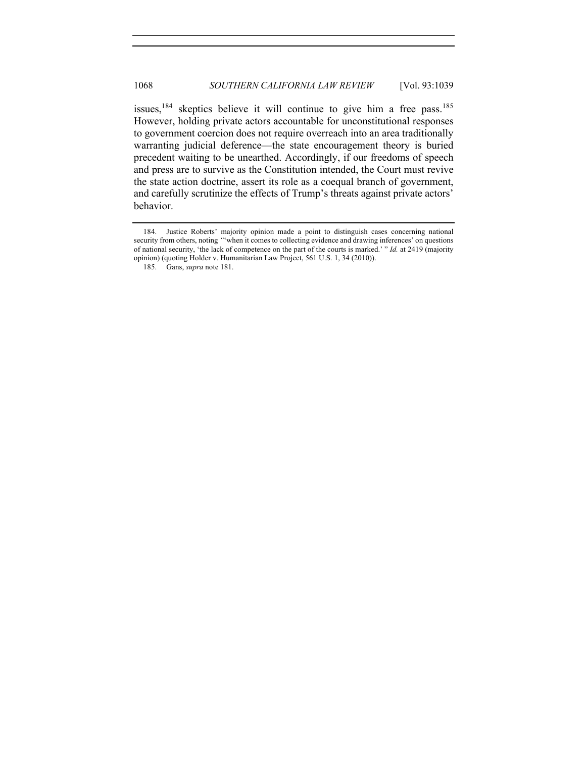issues,[184] skeptics believe it will continue to give him a free pass.[185] However, holding private actors accountable for unconstitutional responses to government coercion does not require overreach into an area traditionally warranting judicial deference—the state encouragement theory is buried precedent waiting to be unearthed. Accordingly, if our freedoms of speech and press are to survive as the Constitution intended, the Court must revive the state action doctrine, assert its role as a coequal branch of government, and carefully scrutinize the effects of Trump's threats against private actors' behavior.

184. Justice Roberts' majority opinion made a point to distinguish cases concerning national security from others, noting "'when it comes to collecting evidence and drawing inferences' on questions of national security, 'the lack of competence on the part of the courts is marked.'" *Id.* at 2419 (majority opinion) (quoting Holder v. Humanitarian Law Project, 561 U.S. 1, 34 (2010)).

185. Gans, *supra* note 181.